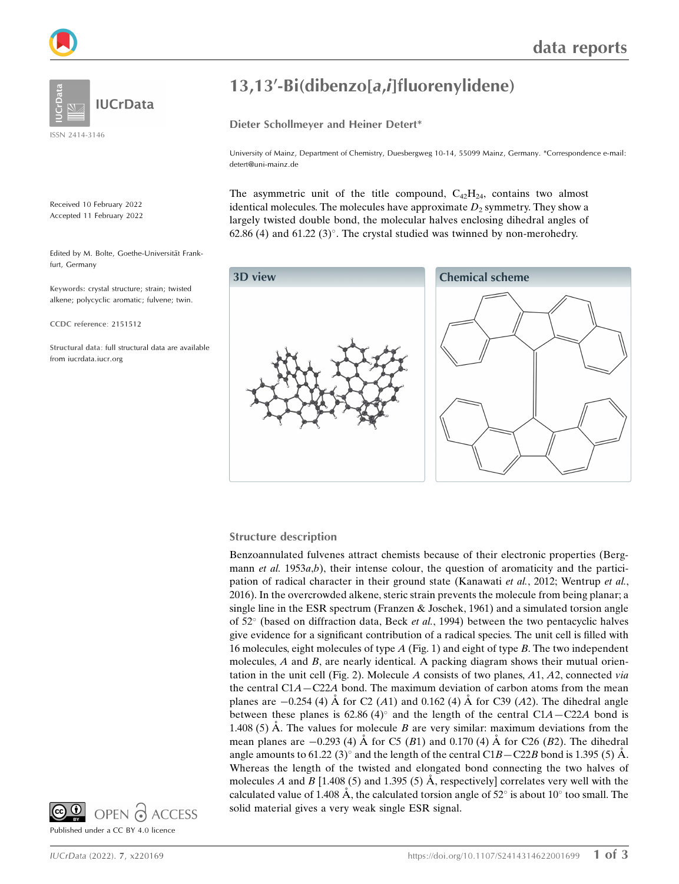# 13,13′-Bi(dibenzo[*a*,*i*]fluorenylidene)

**Dieter Schollmeyer and Heiner Detert***

University of Mainz, Department of Chemistry, Duesbergweg 10-14, 55099 Mainz, Germany. *Correspondence e-mail: detert@uni-mainz.de

IUCrData

ISSN 2414-3146

Received 10 February 2022
Accepted 11 February 2022

Edited by M. Bolte, Goethe-Universität Frankfurt, Germany

**Keywords:** crystal structure; strain; twisted alkene; polycyclic aromatic; fulvene; twin.

**CCDC reference**: 2151512

**Structural data**: full structural data are available from iucrdata.iucr.org

OPEN ACCESS

Published under a CC BY 4.0 licence

The asymmetric unit of the title compound, $C_{42}H_{24}$, contains two almost identical molecules. The molecules have approximate $D_2$ symmetry. They show a largely twisted double bond, the molecular halves enclosing dihedral angles of 62.86 (4) and 61.22 (3)°. The crystal studied was twinned by non-merohedry.

**3D view**

**Chemical scheme**

## Structure description

Benzoannulated fulvenes attract chemists because of their electronic properties (Bergmann *et al.* 1953*a*,*b*), their intense colour, the question of aromaticity and the participation of radical character in their ground state (Kanawati *et al.*, 2012; Wentrup *et al.*, 2016). In the overcrowded alkene, steric strain prevents the molecule from being planar; a single line in the ESR spectrum (Franzen & Joschek, 1961) and a simulated torsion angle of 52° (based on diffraction data, Beck *et al.*, 1994) between the two pentacyclic halves give evidence for a significant contribution of a radical species. The unit cell is filled with 16 molecules, eight molecules of type *A* (Fig. 1) and eight of type *B*. The two independent molecules, *A* and *B*, are nearly identical. A packing diagram shows their mutual orientation in the unit cell (Fig. 2). Molecule *A* consists of two planes, *A*1, *A*2, connected *via* the central C1*A*—C22*A* bond. The maximum deviation of carbon atoms from the mean planes are −0.254 (4) Å for C2 (*A*1) and 0.162 (4) Å for C39 (*A*2). The dihedral angle between these planes is 62.86 (4)° and the length of the central C1*A*—C22*A* bond is 1.408 (5) Å. The values for molecule *B* are very similar: maximum deviations from the mean planes are −0.293 (4) Å for C5 (*B*1) and 0.170 (4) Å for C26 (*B*2). The dihedral angle amounts to 61.22 (3)° and the length of the central C1*B*—C22*B* bond is 1.395 (5) Å. Whereas the length of the twisted and elongated bond connecting the two halves of molecules *A* and *B* [1.408 (5) and 1.395 (5) Å, respectively] correlates very well with the calculated value of 1.408 Å, the calculated torsion angle of 52° is about 10° too small. The solid material gives a very weak single ESR signal.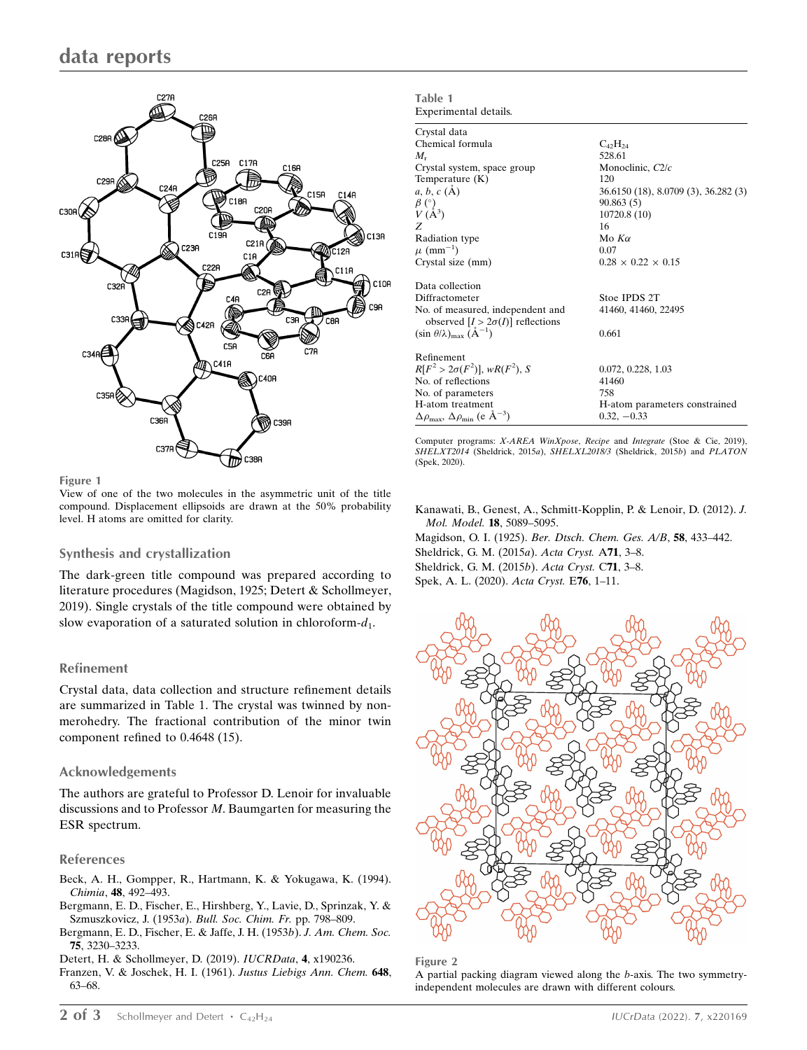**Figure 1**
View of one of the two molecules in the asymmetric unit of the title compound. Displacement ellipsoids are drawn at the 50% probability level. H atoms are omitted for clarity.

## Synthesis and crystallization

The dark-green title compound was prepared according to literature procedures (Magidson, 1925; Detert & Schollmeyer, 2019). Single crystals of the title compound were obtained by slow evaporation of a saturated solution in chloroform-$d_1$.

## Refinement

Crystal data, data collection and structure refinement details are summarized in Table 1. The crystal was twinned by non-merohedry. The fractional contribution of the minor twin component refined to 0.4648 (15).

## Acknowledgements

The authors are grateful to Professor D. Lenoir for invaluable discussions and to Professor *M*. Baumgarten for measuring the ESR spectrum.

**Table 1**
Experimental details.

| | |
|---|---|
| **Crystal data** | |
| Chemical formula | $C_{42}H_{24}$ |
| $M_r$ | 528.61 |
| Crystal system, space group | Monoclinic, *C*2/*c* |
| Temperature (K) | 120 |
| *a*, *b*, *c* (Å) | 36.6150 (18), 8.0709 (3), 36.282 (3) |
| β (°) | 90.863 (5) |
| *V* (Å$^3$) | 10720.8 (10) |
| *Z* | 16 |
| Radiation type | Mo *K*α |
| μ (mm$^{-1}$) | 0.07 |
| Crystal size (mm) | 0.28 × 0.22 × 0.15 |
| **Data collection** | |
| Diffractometer | Stoe IPDS 2T |
| No. of measured, independent and observed [$I > 2\sigma(I)$] reflections | 41460, 41460, 22495 |
| $(\sin \theta/\lambda)_{max}$ (Å$^{-1}$) | 0.661 |
| **Refinement** | |
| $R[F^2 > 2\sigma(F^2)]$, $wR(F^2)$, *S* | 0.072, 0.228, 1.03 |
| No. of reflections | 41460 |
| No. of parameters | 758 |
| H-atom treatment | H-atom parameters constrained |
| $\Delta\rho_{max}$, $\Delta\rho_{min}$ (e Å$^{-3}$) | 0.32, −0.33 |

Computer programs: *X-AREA WinXpose*, *Recipe* and *Integrate* (Stoe & Cie, 2019), *SHELXT2014* (Sheldrick, 2015*a*), *SHELXL2018/3* (Sheldrick, 2015*b*) and *PLATON* (Spek, 2020).

## References

Beck, A. H., Gompper, R., Hartmann, K. & Yokugawa, K. (1994). *Chimia*, **48**, 492–493.

Bergmann, E. D., Fischer, E., Hirshberg, Y., Lavie, D., Sprinzak, Y. & Szmuszkovicz, J. (1953*a*). *Bull. Soc. Chim. Fr.* pp. 798–809.

Bergmann, E. D., Fischer, E. & Jaffe, J. H. (1953*b*). *J. Am. Chem. Soc.* **75**, 3230–3233.

Detert, H. & Schollmeyer, D. (2019). *IUCrData*, **4**, x190236.

Franzen, V. & Joschek, H. I. (1961). *Justus Liebigs Ann. Chem.* **648**, 63–68.

Kanawati, B., Genest, A., Schmitt-Kopplin, P. & Lenoir, D. (2012). *J. Mol. Model.* **18**, 5089–5095.

Magidson, O. I. (1925). *Ber. Dtsch. Chem. Ges. A/B*, **58**, 433–442.

Sheldrick, G. M. (2015*a*). *Acta Cryst.* A**71**, 3–8.

Sheldrick, G. M. (2015*b*). *Acta Cryst.* C**71**, 3–8.

Spek, A. L. (2020). *Acta Cryst.* E**76**, 1–11.

**Figure 2**
A partial packing diagram viewed along the *b*-axis. The two symmetry-independent molecules are drawn with different colours.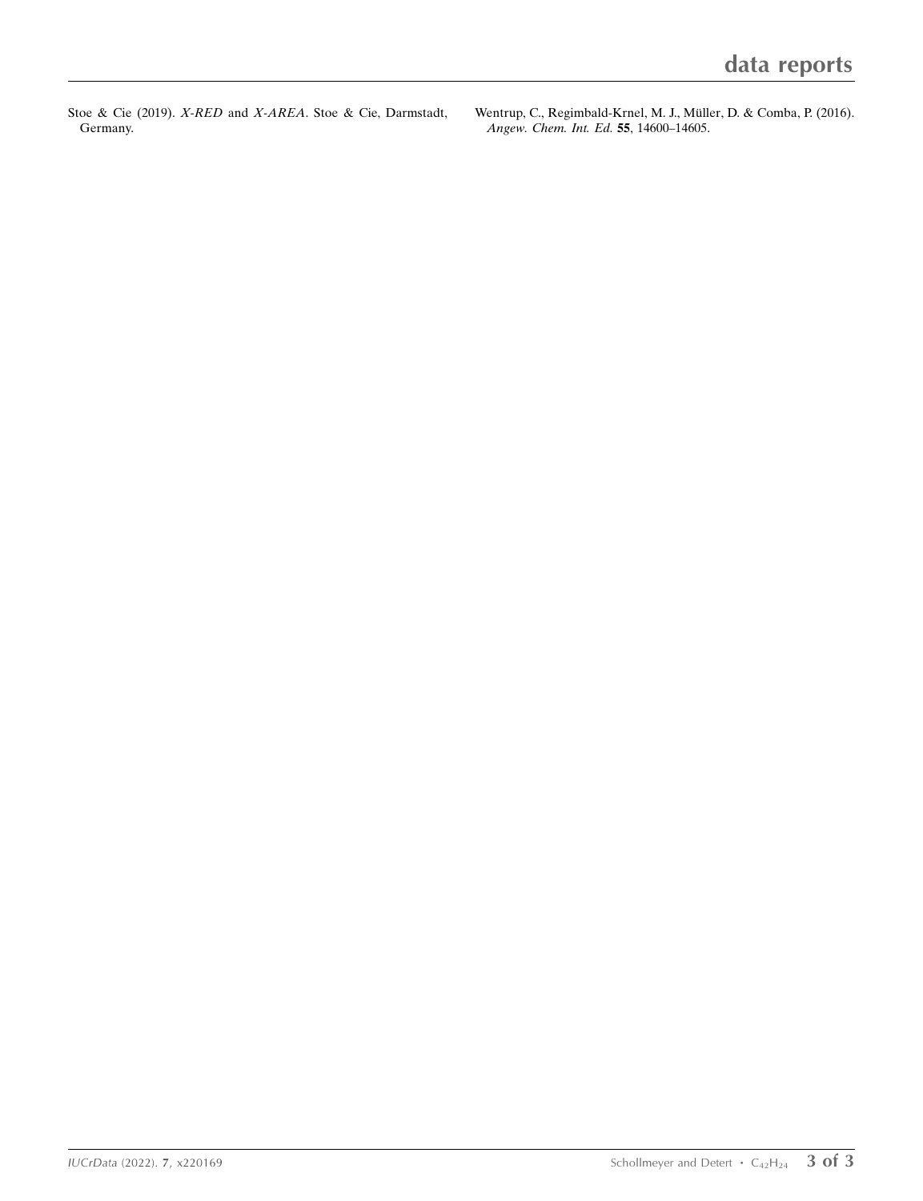Stoe & Cie (2019). *X-RED* and *X-AREA*. Stoe & Cie, Darmstadt, Germany.

Wentrup, C., Regimbald-Krnel, M. J., Müller, D. & Comba, P. (2016). *Angew. Chem. Int. Ed.* **55**, 14600–14605.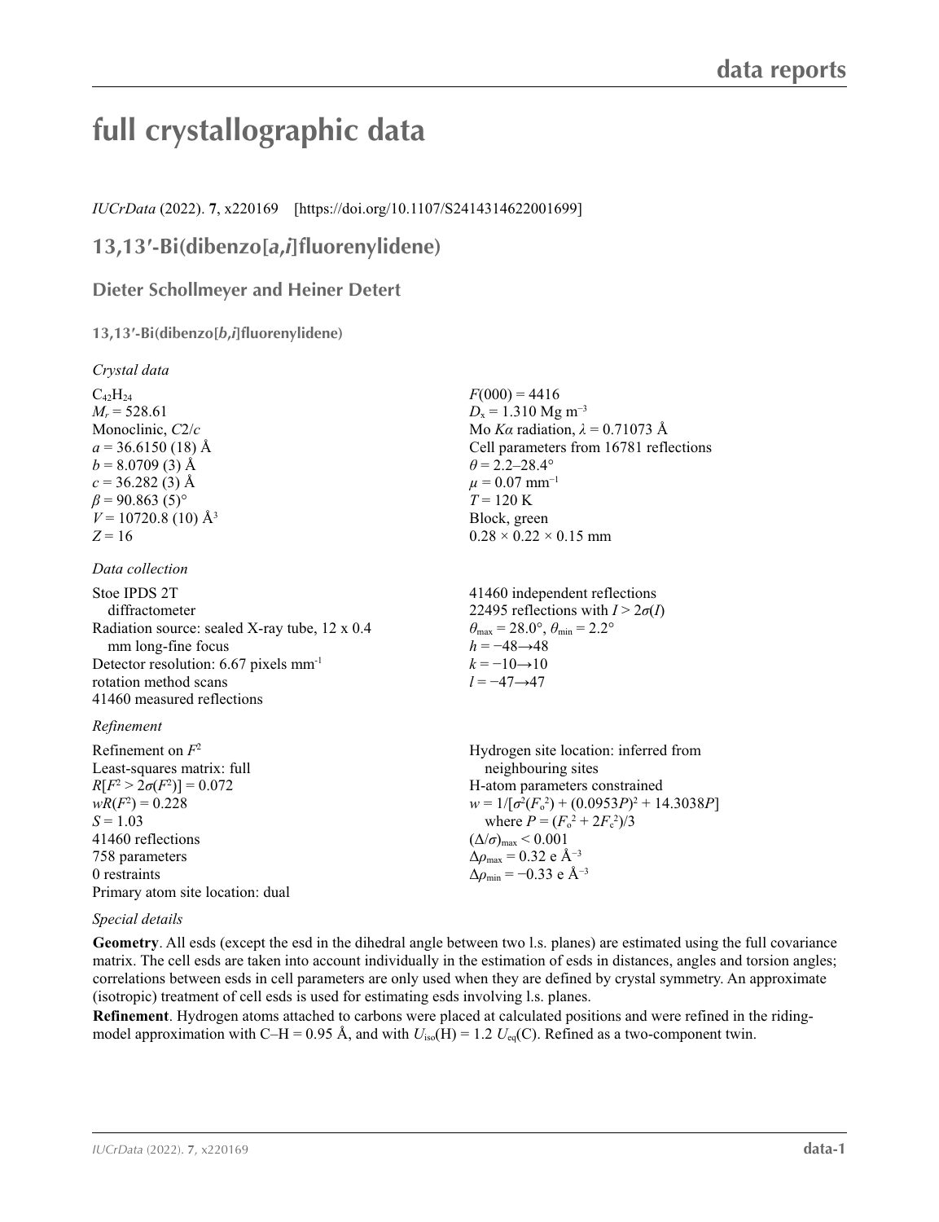# full crystallographic data

*IUCrData* (2022). **7**, x220169 [https://doi.org/10.1107/S2414314622001699]

## 13,13′-Bi(dibenzo[*a*,*i*]fluorenylidene)

### Dieter Schollmeyer and Heiner Detert

**13,13′-Bi(dibenzo[*b*,*i*]fluorenylidene)**

*Crystal data*

$C_{42}H_{24}$
$M_r$ = 528.61
Monoclinic, $C2/c$
$a$ = 36.6150 (18) Å
$b$ = 8.0709 (3) Å
$c$ = 36.282 (3) Å
$\beta$ = 90.863 (5)°
$V$ = 10720.8 (10) Å$^3$
$Z$ = 16
$F(000)$ = 4416
$D_x$ = 1.310 Mg m$^{-3}$
Mo $K\alpha$ radiation, $\lambda$ = 0.71073 Å
Cell parameters from 16781 reflections
$\theta$ = 2.2–28.4°
$\mu$ = 0.07 mm$^{-1}$
$T$ = 120 K
Block, green
0.28 × 0.22 × 0.15 mm

*Data collection*

Stoe IPDS 2T diffractometer
Radiation source: sealed X-ray tube, 12 x 0.4 mm long-fine focus
Detector resolution: 6.67 pixels mm$^{-1}$
rotation method scans
41460 measured reflections
41460 independent reflections
22495 reflections with $I > 2\sigma(I)$
$\theta_{max}$ = 28.0°, $\theta_{min}$ = 2.2°
$h$ = −48→48
$k$ = −10→10
$l$ = −47→47

*Refinement*

Refinement on $F^2$
Least-squares matrix: full
$R[F^2 > 2\sigma(F^2)]$ = 0.072
$wR(F^2)$ = 0.228
$S$ = 1.03
41460 reflections
758 parameters
0 restraints
Primary atom site location: dual
Hydrogen site location: inferred from neighbouring sites
H-atom parameters constrained
$w = 1/[\sigma^2(F_o^2) + (0.0953P)^2 + 14.3038P]$ where $P = (F_o^2 + 2F_c^2)/3$
$(\Delta/\sigma)_{max}$ < 0.001
$\Delta\rho_{max}$ = 0.32 e Å$^{-3}$
$\Delta\rho_{min}$ = −0.33 e Å$^{-3}$

*Special details*

**Geometry**. All esds (except the esd in the dihedral angle between two l.s. planes) are estimated using the full covariance matrix. The cell esds are taken into account individually in the estimation of esds in distances, angles and torsion angles; correlations between esds in cell parameters are only used when they are defined by crystal symmetry. An approximate (isotropic) treatment of cell esds is used for estimating esds involving l.s. planes.

**Refinement**. Hydrogen atoms attached to carbons were placed at calculated positions and were refined in the riding-model approximation with C–H = 0.95 Å, and with $U_{iso}(H) = 1.2\,U_{eq}(C)$. Refined as a two-component twin.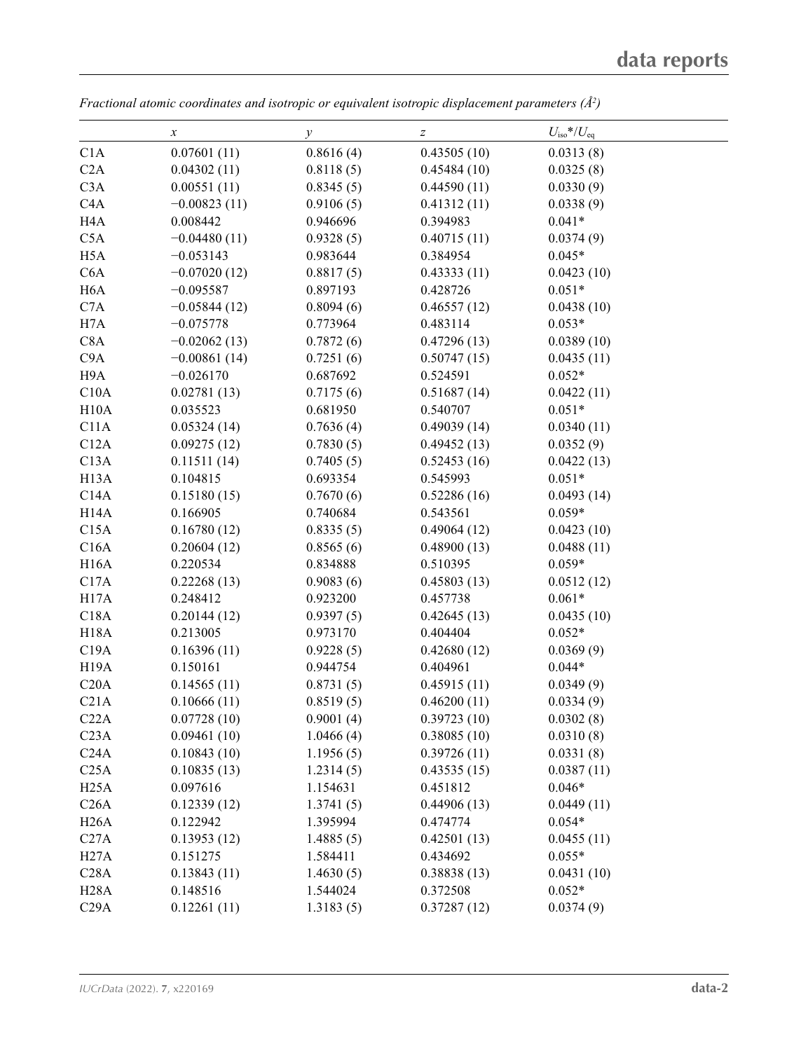*Fractional atomic coordinates and isotropic or equivalent isotropic displacement parameters ($Å^2$)*

| | $x$ | $y$ | $z$ | $U_{iso}$*/$U_{eq}$ |
|---|---|---|---|---|
| C1A | 0.07601 (11) | 0.8616 (4) | 0.43505 (10) | 0.0313 (8) |
| C2A | 0.04302 (11) | 0.8118 (5) | 0.45484 (10) | 0.0325 (8) |
| C3A | 0.00551 (11) | 0.8345 (5) | 0.44590 (11) | 0.0330 (9) |
| C4A | −0.00823 (11) | 0.9106 (5) | 0.41312 (11) | 0.0338 (9) |
| H4A | 0.008442 | 0.946696 | 0.394983 | 0.041* |
| C5A | −0.04480 (11) | 0.9328 (5) | 0.40715 (11) | 0.0374 (9) |
| H5A | −0.053143 | 0.983644 | 0.384954 | 0.045* |
| C6A | −0.07020 (12) | 0.8817 (5) | 0.43333 (11) | 0.0423 (10) |
| H6A | −0.095587 | 0.897193 | 0.428726 | 0.051* |
| C7A | −0.05844 (12) | 0.8094 (6) | 0.46557 (12) | 0.0438 (10) |
| H7A | −0.075778 | 0.773964 | 0.483114 | 0.053* |
| C8A | −0.02062 (13) | 0.7872 (6) | 0.47296 (13) | 0.0389 (10) |
| C9A | −0.00861 (14) | 0.7251 (6) | 0.50747 (15) | 0.0435 (11) |
| H9A | −0.026170 | 0.687692 | 0.524591 | 0.052* |
| C10A | 0.02781 (13) | 0.7175 (6) | 0.51687 (14) | 0.0422 (11) |
| H10A | 0.035523 | 0.681950 | 0.540707 | 0.051* |
| C11A | 0.05324 (14) | 0.7636 (4) | 0.49039 (14) | 0.0340 (11) |
| C12A | 0.09275 (12) | 0.7830 (5) | 0.49452 (13) | 0.0352 (9) |
| C13A | 0.11511 (14) | 0.7405 (5) | 0.52453 (16) | 0.0422 (13) |
| H13A | 0.104815 | 0.693354 | 0.545993 | 0.051* |
| C14A | 0.15180 (15) | 0.7670 (6) | 0.52286 (16) | 0.0493 (14) |
| H14A | 0.166905 | 0.740684 | 0.543561 | 0.059* |
| C15A | 0.16780 (12) | 0.8335 (5) | 0.49064 (12) | 0.0423 (10) |
| C16A | 0.20604 (12) | 0.8565 (6) | 0.48900 (13) | 0.0488 (11) |
| H16A | 0.220534 | 0.834888 | 0.510395 | 0.059* |
| C17A | 0.22268 (13) | 0.9083 (6) | 0.45803 (13) | 0.0512 (12) |
| H17A | 0.248412 | 0.923200 | 0.457738 | 0.061* |
| C18A | 0.20144 (12) | 0.9397 (5) | 0.42645 (13) | 0.0435 (10) |
| H18A | 0.213005 | 0.973170 | 0.404404 | 0.052* |
| C19A | 0.16396 (11) | 0.9228 (5) | 0.42680 (12) | 0.0369 (9) |
| H19A | 0.150161 | 0.944754 | 0.404961 | 0.044* |
| C20A | 0.14565 (11) | 0.8731 (5) | 0.45915 (11) | 0.0349 (9) |
| C21A | 0.10666 (11) | 0.8519 (5) | 0.46200 (11) | 0.0334 (9) |
| C22A | 0.07728 (10) | 0.9001 (4) | 0.39723 (10) | 0.0302 (8) |
| C23A | 0.09461 (10) | 1.0466 (4) | 0.38085 (10) | 0.0310 (8) |
| C24A | 0.10843 (10) | 1.1956 (5) | 0.39726 (11) | 0.0331 (8) |
| C25A | 0.10835 (13) | 1.2314 (5) | 0.43535 (15) | 0.0387 (11) |
| H25A | 0.097616 | 1.154631 | 0.451812 | 0.046* |
| C26A | 0.12339 (12) | 1.3741 (5) | 0.44906 (13) | 0.0449 (11) |
| H26A | 0.122942 | 1.395994 | 0.474774 | 0.054* |
| C27A | 0.13953 (12) | 1.4885 (5) | 0.42501 (13) | 0.0455 (11) |
| H27A | 0.151275 | 1.584411 | 0.434692 | 0.055* |
| C28A | 0.13843 (11) | 1.4630 (5) | 0.38838 (13) | 0.0431 (10) |
| H28A | 0.148516 | 1.544024 | 0.372508 | 0.052* |
| C29A | 0.12261 (11) | 1.3183 (5) | 0.37287 (12) | 0.0374 (9) |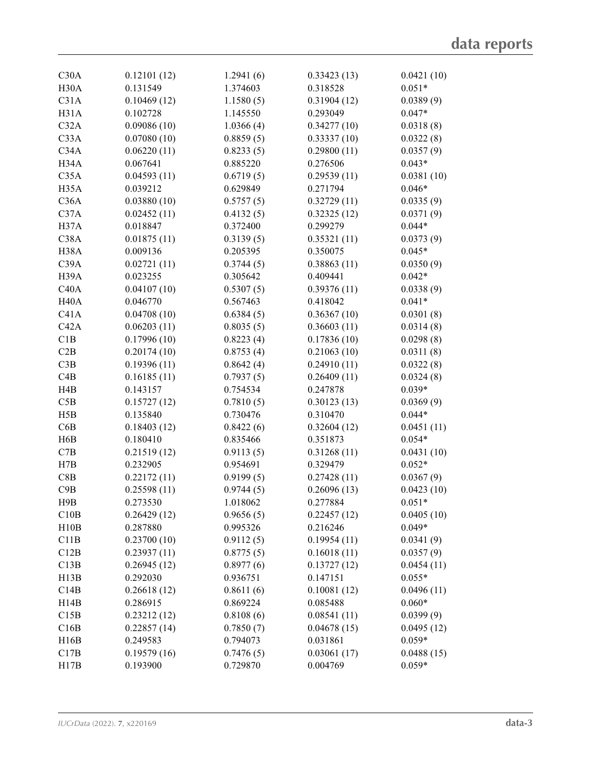| | | | | |
|---|---|---|---|---|
| C30A | 0.12101 (12) | 1.2941 (6) | 0.33423 (13) | 0.0421 (10) |
| H30A | 0.131549 | 1.374603 | 0.318528 | 0.051* |
| C31A | 0.10469 (12) | 1.1580 (5) | 0.31904 (12) | 0.0389 (9) |
| H31A | 0.102728 | 1.145550 | 0.293049 | 0.047* |
| C32A | 0.09086 (10) | 1.0366 (4) | 0.34277 (10) | 0.0318 (8) |
| C33A | 0.07080 (10) | 0.8859 (5) | 0.33337 (10) | 0.0322 (8) |
| C34A | 0.06220 (11) | 0.8233 (5) | 0.29800 (11) | 0.0357 (9) |
| H34A | 0.067641 | 0.885220 | 0.276506 | 0.043* |
| C35A | 0.04593 (11) | 0.6719 (5) | 0.29539 (11) | 0.0381 (10) |
| H35A | 0.039212 | 0.629849 | 0.271794 | 0.046* |
| C36A | 0.03880 (10) | 0.5757 (5) | 0.32729 (11) | 0.0335 (9) |
| C37A | 0.02452 (11) | 0.4132 (5) | 0.32325 (12) | 0.0371 (9) |
| H37A | 0.018847 | 0.372400 | 0.299279 | 0.044* |
| C38A | 0.01875 (11) | 0.3139 (5) | 0.35321 (11) | 0.0373 (9) |
| H38A | 0.009136 | 0.205395 | 0.350075 | 0.045* |
| C39A | 0.02721 (11) | 0.3744 (5) | 0.38863 (11) | 0.0350 (9) |
| H39A | 0.023255 | 0.305642 | 0.409441 | 0.042* |
| C40A | 0.04107 (10) | 0.5307 (5) | 0.39376 (11) | 0.0338 (9) |
| H40A | 0.046770 | 0.567463 | 0.418042 | 0.041* |
| C41A | 0.04708 (10) | 0.6384 (5) | 0.36367 (10) | 0.0301 (8) |
| C42A | 0.06203 (11) | 0.8035 (5) | 0.36603 (11) | 0.0314 (8) |
| C1B | 0.17996 (10) | 0.8223 (4) | 0.17836 (10) | 0.0298 (8) |
| C2B | 0.20174 (10) | 0.8753 (4) | 0.21063 (10) | 0.0311 (8) |
| C3B | 0.19396 (11) | 0.8642 (4) | 0.24910 (11) | 0.0322 (8) |
| C4B | 0.16185 (11) | 0.7937 (5) | 0.26409 (11) | 0.0324 (8) |
| H4B | 0.143157 | 0.754534 | 0.247878 | 0.039* |
| C5B | 0.15727 (12) | 0.7810 (5) | 0.30123 (13) | 0.0369 (9) |
| H5B | 0.135840 | 0.730476 | 0.310470 | 0.044* |
| C6B | 0.18403 (12) | 0.8422 (6) | 0.32604 (12) | 0.0451 (11) |
| H6B | 0.180410 | 0.835466 | 0.351873 | 0.054* |
| C7B | 0.21519 (12) | 0.9113 (5) | 0.31268 (11) | 0.0431 (10) |
| H7B | 0.232905 | 0.954691 | 0.329479 | 0.052* |
| C8B | 0.22172 (11) | 0.9199 (5) | 0.27428 (11) | 0.0367 (9) |
| C9B | 0.25598 (11) | 0.9744 (5) | 0.26096 (13) | 0.0423 (10) |
| H9B | 0.273530 | 1.018062 | 0.277884 | 0.051* |
| C10B | 0.26429 (12) | 0.9656 (5) | 0.22457 (12) | 0.0405 (10) |
| H10B | 0.287880 | 0.995326 | 0.216246 | 0.049* |
| C11B | 0.23700 (10) | 0.9112 (5) | 0.19954 (11) | 0.0341 (9) |
| C12B | 0.23937 (11) | 0.8775 (5) | 0.16018 (11) | 0.0357 (9) |
| C13B | 0.26945 (12) | 0.8977 (6) | 0.13727 (12) | 0.0454 (11) |
| H13B | 0.292030 | 0.936751 | 0.147151 | 0.055* |
| C14B | 0.26618 (12) | 0.8611 (6) | 0.10081 (12) | 0.0496 (11) |
| H14B | 0.286915 | 0.869224 | 0.085488 | 0.060* |
| C15B | 0.23212 (12) | 0.8108 (6) | 0.08541 (11) | 0.0399 (9) |
| C16B | 0.22857 (14) | 0.7850 (7) | 0.04678 (15) | 0.0495 (12) |
| H16B | 0.249583 | 0.794073 | 0.031861 | 0.059* |
| C17B | 0.19579 (16) | 0.7476 (5) | 0.03061 (17) | 0.0488 (15) |
| H17B | 0.193900 | 0.729870 | 0.004769 | 0.059* |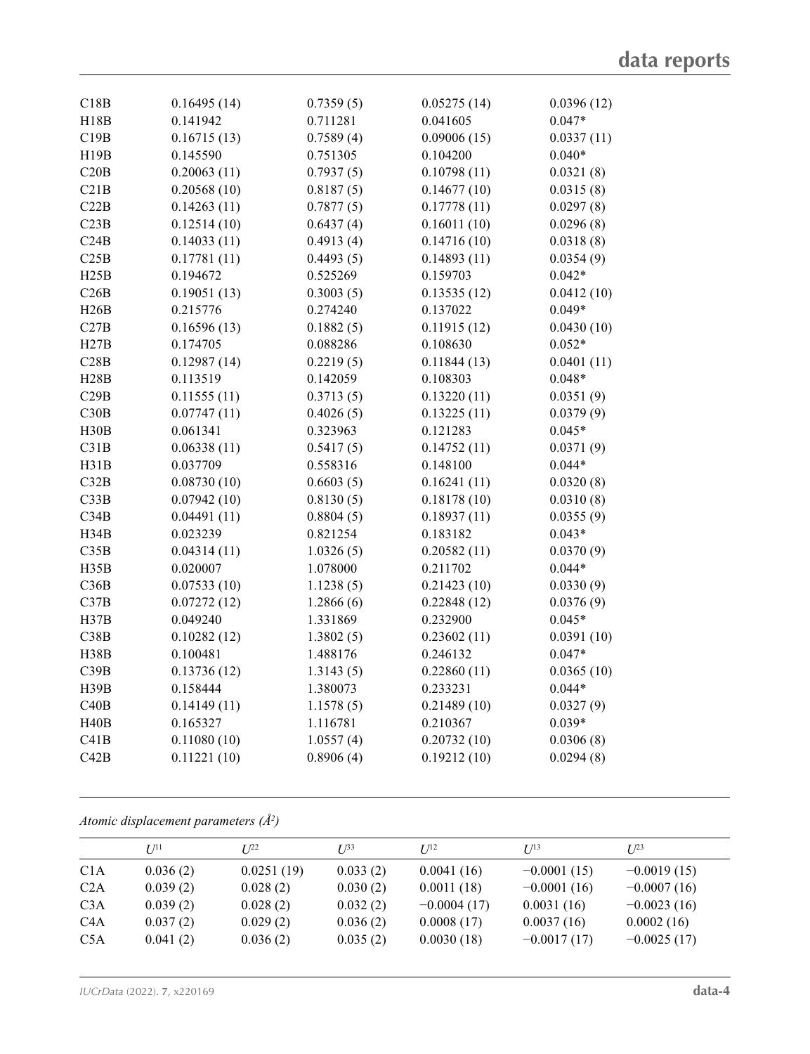| | | | | |
|---|---|---|---|---|
| C18B | 0.16495 (14) | 0.7359 (5) | 0.05275 (14) | 0.0396 (12) |
| H18B | 0.141942 | 0.711281 | 0.041605 | 0.047* |
| C19B | 0.16715 (13) | 0.7589 (4) | 0.09006 (15) | 0.0337 (11) |
| H19B | 0.145590 | 0.751305 | 0.104200 | 0.040* |
| C20B | 0.20063 (11) | 0.7937 (5) | 0.10798 (11) | 0.0321 (8) |
| C21B | 0.20568 (10) | 0.8187 (5) | 0.14677 (10) | 0.0315 (8) |
| C22B | 0.14263 (11) | 0.7877 (5) | 0.17778 (11) | 0.0297 (8) |
| C23B | 0.12514 (10) | 0.6437 (4) | 0.16011 (10) | 0.0296 (8) |
| C24B | 0.14033 (11) | 0.4913 (4) | 0.14716 (10) | 0.0318 (8) |
| C25B | 0.17781 (11) | 0.4493 (5) | 0.14893 (11) | 0.0354 (9) |
| H25B | 0.194672 | 0.525269 | 0.159703 | 0.042* |
| C26B | 0.19051 (13) | 0.3003 (5) | 0.13535 (12) | 0.0412 (10) |
| H26B | 0.215776 | 0.274240 | 0.137022 | 0.049* |
| C27B | 0.16596 (13) | 0.1882 (5) | 0.11915 (12) | 0.0430 (10) |
| H27B | 0.174705 | 0.088286 | 0.108630 | 0.052* |
| C28B | 0.12987 (14) | 0.2219 (5) | 0.11844 (13) | 0.0401 (11) |
| H28B | 0.113519 | 0.142059 | 0.108303 | 0.048* |
| C29B | 0.11555 (11) | 0.3713 (5) | 0.13220 (11) | 0.0351 (9) |
| C30B | 0.07747 (11) | 0.4026 (5) | 0.13225 (11) | 0.0379 (9) |
| H30B | 0.061341 | 0.323963 | 0.121283 | 0.045* |
| C31B | 0.06338 (11) | 0.5417 (5) | 0.14752 (11) | 0.0371 (9) |
| H31B | 0.037709 | 0.558316 | 0.148100 | 0.044* |
| C32B | 0.08730 (10) | 0.6603 (5) | 0.16241 (11) | 0.0320 (8) |
| C33B | 0.07942 (10) | 0.8130 (5) | 0.18178 (10) | 0.0310 (8) |
| C34B | 0.04491 (11) | 0.8804 (5) | 0.18937 (11) | 0.0355 (9) |
| H34B | 0.023239 | 0.821254 | 0.183182 | 0.043* |
| C35B | 0.04314 (11) | 1.0326 (5) | 0.20582 (11) | 0.0370 (9) |
| H35B | 0.020007 | 1.078000 | 0.211702 | 0.044* |
| C36B | 0.07533 (10) | 1.1238 (5) | 0.21423 (10) | 0.0330 (9) |
| C37B | 0.07272 (12) | 1.2866 (6) | 0.22848 (12) | 0.0376 (9) |
| H37B | 0.049240 | 1.331869 | 0.232900 | 0.045* |
| C38B | 0.10282 (12) | 1.3802 (5) | 0.23602 (11) | 0.0391 (10) |
| H38B | 0.100481 | 1.488176 | 0.246132 | 0.047* |
| C39B | 0.13736 (12) | 1.3143 (5) | 0.22860 (11) | 0.0365 (10) |
| H39B | 0.158444 | 1.380073 | 0.233231 | 0.044* |
| C40B | 0.14149 (11) | 1.1578 (5) | 0.21489 (10) | 0.0327 (9) |
| H40B | 0.165327 | 1.116781 | 0.210367 | 0.039* |
| C41B | 0.11080 (10) | 1.0557 (4) | 0.20732 (10) | 0.0306 (8) |
| C42B | 0.11221 (10) | 0.8906 (4) | 0.19212 (10) | 0.0294 (8) |

*Atomic displacement parameters (Å²)*

| | $U^{11}$ | $U^{22}$ | $U^{33}$ | $U^{12}$ | $U^{13}$ | $U^{23}$ |
|---|---|---|---|---|---|---|
| C1A | 0.036 (2) | 0.0251 (19) | 0.033 (2) | 0.0041 (16) | −0.0001 (15) | −0.0019 (15) |
| C2A | 0.039 (2) | 0.028 (2) | 0.030 (2) | 0.0011 (18) | −0.0001 (16) | −0.0007 (16) |
| C3A | 0.039 (2) | 0.028 (2) | 0.032 (2) | −0.0004 (17) | 0.0031 (16) | −0.0023 (16) |
| C4A | 0.037 (2) | 0.029 (2) | 0.036 (2) | 0.0008 (17) | 0.0037 (16) | 0.0002 (16) |
| C5A | 0.041 (2) | 0.036 (2) | 0.035 (2) | 0.0030 (18) | −0.0017 (17) | −0.0025 (17) |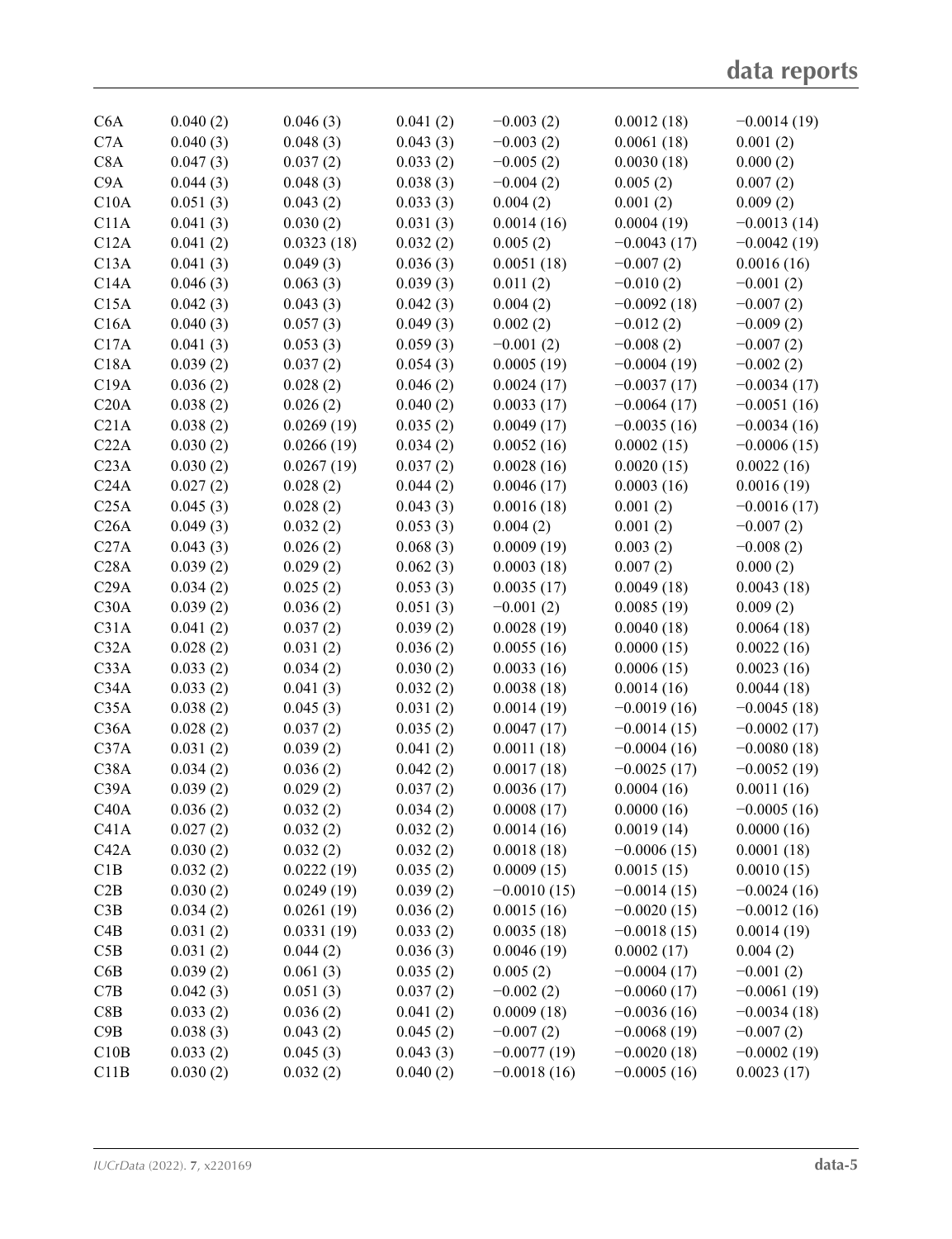| | | | | | | |
|---|---|---|---|---|---|---|
| C6A | 0.040 (2) | 0.046 (3) | 0.041 (2) | −0.003 (2) | 0.0012 (18) | −0.0014 (19) |
| C7A | 0.040 (3) | 0.048 (3) | 0.043 (3) | −0.003 (2) | 0.0061 (18) | 0.001 (2) |
| C8A | 0.047 (3) | 0.037 (2) | 0.033 (2) | −0.005 (2) | 0.0030 (18) | 0.000 (2) |
| C9A | 0.044 (3) | 0.048 (3) | 0.038 (3) | −0.004 (2) | 0.005 (2) | 0.007 (2) |
| C10A | 0.051 (3) | 0.043 (2) | 0.033 (3) | 0.004 (2) | 0.001 (2) | 0.009 (2) |
| C11A | 0.041 (3) | 0.030 (2) | 0.031 (3) | 0.0014 (16) | 0.0004 (19) | −0.0013 (14) |
| C12A | 0.041 (2) | 0.0323 (18) | 0.032 (2) | 0.005 (2) | −0.0043 (17) | −0.0042 (19) |
| C13A | 0.041 (3) | 0.049 (3) | 0.036 (3) | 0.0051 (18) | −0.007 (2) | 0.0016 (16) |
| C14A | 0.046 (3) | 0.063 (3) | 0.039 (3) | 0.011 (2) | −0.010 (2) | −0.001 (2) |
| C15A | 0.042 (3) | 0.043 (3) | 0.042 (3) | 0.004 (2) | −0.0092 (18) | −0.007 (2) |
| C16A | 0.040 (3) | 0.057 (3) | 0.049 (3) | 0.002 (2) | −0.012 (2) | −0.009 (2) |
| C17A | 0.041 (3) | 0.053 (3) | 0.059 (3) | −0.001 (2) | −0.008 (2) | −0.007 (2) |
| C18A | 0.039 (2) | 0.037 (2) | 0.054 (3) | 0.0005 (19) | −0.0004 (19) | −0.002 (2) |
| C19A | 0.036 (2) | 0.028 (2) | 0.046 (2) | 0.0024 (17) | −0.0037 (17) | −0.0034 (17) |
| C20A | 0.038 (2) | 0.026 (2) | 0.040 (2) | 0.0033 (17) | −0.0064 (17) | −0.0051 (16) |
| C21A | 0.038 (2) | 0.0269 (19) | 0.035 (2) | 0.0049 (17) | −0.0035 (16) | −0.0034 (16) |
| C22A | 0.030 (2) | 0.0266 (19) | 0.034 (2) | 0.0052 (16) | 0.0002 (15) | −0.0006 (15) |
| C23A | 0.030 (2) | 0.0267 (19) | 0.037 (2) | 0.0028 (16) | 0.0020 (15) | 0.0022 (16) |
| C24A | 0.027 (2) | 0.028 (2) | 0.044 (2) | 0.0046 (17) | 0.0003 (16) | 0.0016 (19) |
| C25A | 0.045 (3) | 0.028 (2) | 0.043 (3) | 0.0016 (18) | 0.001 (2) | −0.0016 (17) |
| C26A | 0.049 (3) | 0.032 (2) | 0.053 (3) | 0.004 (2) | 0.001 (2) | −0.007 (2) |
| C27A | 0.043 (3) | 0.026 (2) | 0.068 (3) | 0.0009 (19) | 0.003 (2) | −0.008 (2) |
| C28A | 0.039 (2) | 0.029 (2) | 0.062 (3) | 0.0003 (18) | 0.007 (2) | 0.000 (2) |
| C29A | 0.034 (2) | 0.025 (2) | 0.053 (3) | 0.0035 (17) | 0.0049 (18) | 0.0043 (18) |
| C30A | 0.039 (2) | 0.036 (2) | 0.051 (3) | −0.001 (2) | 0.0085 (19) | 0.009 (2) |
| C31A | 0.041 (2) | 0.037 (2) | 0.039 (2) | 0.0028 (19) | 0.0040 (18) | 0.0064 (18) |
| C32A | 0.028 (2) | 0.031 (2) | 0.036 (2) | 0.0055 (16) | 0.0000 (15) | 0.0022 (16) |
| C33A | 0.033 (2) | 0.034 (2) | 0.030 (2) | 0.0033 (16) | 0.0006 (15) | 0.0023 (16) |
| C34A | 0.033 (2) | 0.041 (3) | 0.032 (2) | 0.0038 (18) | 0.0014 (16) | 0.0044 (18) |
| C35A | 0.038 (2) | 0.045 (3) | 0.031 (2) | 0.0014 (19) | −0.0019 (16) | −0.0045 (18) |
| C36A | 0.028 (2) | 0.037 (2) | 0.035 (2) | 0.0047 (17) | −0.0014 (15) | −0.0002 (17) |
| C37A | 0.031 (2) | 0.039 (2) | 0.041 (2) | 0.0011 (18) | −0.0004 (16) | −0.0080 (18) |
| C38A | 0.034 (2) | 0.036 (2) | 0.042 (2) | 0.0017 (18) | −0.0025 (17) | −0.0052 (19) |
| C39A | 0.039 (2) | 0.029 (2) | 0.037 (2) | 0.0036 (17) | 0.0004 (16) | 0.0011 (16) |
| C40A | 0.036 (2) | 0.032 (2) | 0.034 (2) | 0.0008 (17) | 0.0000 (16) | −0.0005 (16) |
| C41A | 0.027 (2) | 0.032 (2) | 0.032 (2) | 0.0014 (16) | 0.0019 (14) | 0.0000 (16) |
| C42A | 0.030 (2) | 0.032 (2) | 0.032 (2) | 0.0018 (18) | −0.0006 (15) | 0.0001 (18) |
| C1B | 0.032 (2) | 0.0222 (19) | 0.035 (2) | 0.0009 (15) | 0.0015 (15) | 0.0010 (15) |
| C2B | 0.030 (2) | 0.0249 (19) | 0.039 (2) | −0.0010 (15) | −0.0014 (15) | −0.0024 (16) |
| C3B | 0.034 (2) | 0.0261 (19) | 0.036 (2) | 0.0015 (16) | −0.0020 (15) | −0.0012 (16) |
| C4B | 0.031 (2) | 0.0331 (19) | 0.033 (2) | 0.0035 (18) | −0.0018 (15) | 0.0014 (19) |
| C5B | 0.031 (2) | 0.044 (2) | 0.036 (3) | 0.0046 (19) | 0.0002 (17) | 0.004 (2) |
| C6B | 0.039 (2) | 0.061 (3) | 0.035 (2) | 0.005 (2) | −0.0004 (17) | −0.001 (2) |
| C7B | 0.042 (3) | 0.051 (3) | 0.037 (2) | −0.002 (2) | −0.0060 (17) | −0.0061 (19) |
| C8B | 0.033 (2) | 0.036 (2) | 0.041 (2) | 0.0009 (18) | −0.0036 (16) | −0.0034 (18) |
| C9B | 0.038 (3) | 0.043 (2) | 0.045 (2) | −0.007 (2) | −0.0068 (19) | −0.007 (2) |
| C10B | 0.033 (2) | 0.045 (3) | 0.043 (3) | −0.0077 (19) | −0.0020 (18) | −0.0002 (19) |
| C11B | 0.030 (2) | 0.032 (2) | 0.040 (2) | −0.0018 (16) | −0.0005 (16) | 0.0023 (17) |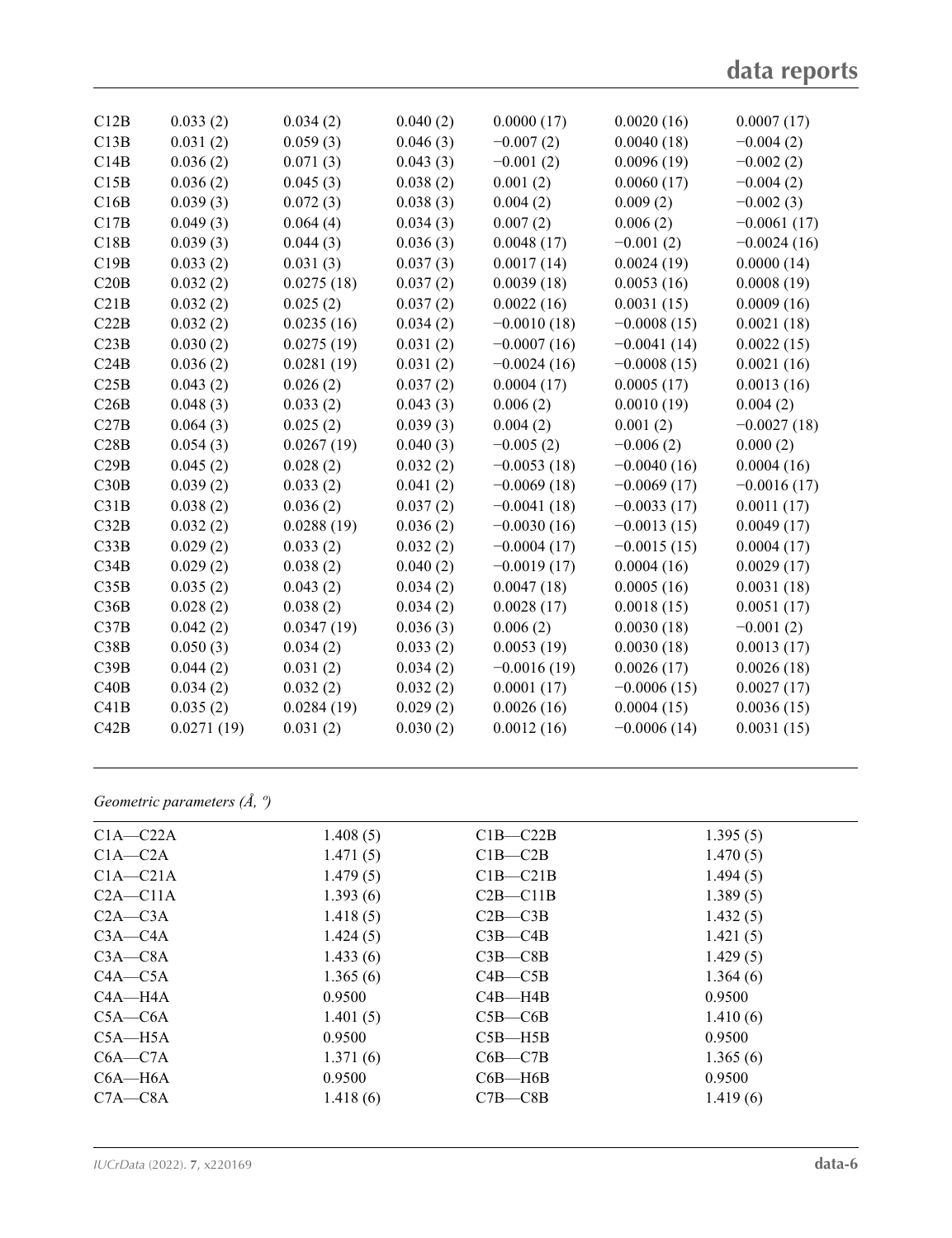| | | | | | | |
|---|---|---|---|---|---|---|
| C12B | 0.033 (2) | 0.034 (2) | 0.040 (2) | 0.0000 (17) | 0.0020 (16) | 0.0007 (17) |
| C13B | 0.031 (2) | 0.059 (3) | 0.046 (3) | −0.007 (2) | 0.0040 (18) | −0.004 (2) |
| C14B | 0.036 (2) | 0.071 (3) | 0.043 (3) | −0.001 (2) | 0.0096 (19) | −0.002 (2) |
| C15B | 0.036 (2) | 0.045 (3) | 0.038 (2) | 0.001 (2) | 0.0060 (17) | −0.004 (2) |
| C16B | 0.039 (3) | 0.072 (3) | 0.038 (3) | 0.004 (2) | 0.009 (2) | −0.002 (3) |
| C17B | 0.049 (3) | 0.064 (4) | 0.034 (3) | 0.007 (2) | 0.006 (2) | −0.0061 (17) |
| C18B | 0.039 (3) | 0.044 (3) | 0.036 (3) | 0.0048 (17) | −0.001 (2) | −0.0024 (16) |
| C19B | 0.033 (2) | 0.031 (3) | 0.037 (3) | 0.0017 (14) | 0.0024 (19) | 0.0000 (14) |
| C20B | 0.032 (2) | 0.0275 (18) | 0.037 (2) | 0.0039 (18) | 0.0053 (16) | 0.0008 (19) |
| C21B | 0.032 (2) | 0.025 (2) | 0.037 (2) | 0.0022 (16) | 0.0031 (15) | 0.0009 (16) |
| C22B | 0.032 (2) | 0.0235 (16) | 0.034 (2) | −0.0010 (18) | −0.0008 (15) | 0.0021 (18) |
| C23B | 0.030 (2) | 0.0275 (19) | 0.031 (2) | −0.0007 (16) | −0.0041 (14) | 0.0022 (15) |
| C24B | 0.036 (2) | 0.0281 (19) | 0.031 (2) | −0.0024 (16) | −0.0008 (15) | 0.0021 (16) |
| C25B | 0.043 (2) | 0.026 (2) | 0.037 (2) | 0.0004 (17) | 0.0005 (17) | 0.0013 (16) |
| C26B | 0.048 (3) | 0.033 (2) | 0.043 (3) | 0.006 (2) | 0.0010 (19) | 0.004 (2) |
| C27B | 0.064 (3) | 0.025 (2) | 0.039 (3) | 0.004 (2) | 0.001 (2) | −0.0027 (18) |
| C28B | 0.054 (3) | 0.0267 (19) | 0.040 (3) | −0.005 (2) | −0.006 (2) | 0.000 (2) |
| C29B | 0.045 (2) | 0.028 (2) | 0.032 (2) | −0.0053 (18) | −0.0040 (16) | 0.0004 (16) |
| C30B | 0.039 (2) | 0.033 (2) | 0.041 (2) | −0.0069 (18) | −0.0069 (17) | −0.0016 (17) |
| C31B | 0.038 (2) | 0.036 (2) | 0.037 (2) | −0.0041 (18) | −0.0033 (17) | 0.0011 (17) |
| C32B | 0.032 (2) | 0.0288 (19) | 0.036 (2) | −0.0030 (16) | −0.0013 (15) | 0.0049 (17) |
| C33B | 0.029 (2) | 0.033 (2) | 0.032 (2) | −0.0004 (17) | −0.0015 (15) | 0.0004 (17) |
| C34B | 0.029 (2) | 0.038 (2) | 0.040 (2) | −0.0019 (17) | 0.0004 (16) | 0.0029 (17) |
| C35B | 0.035 (2) | 0.043 (2) | 0.034 (2) | 0.0047 (18) | 0.0005 (16) | 0.0031 (18) |
| C36B | 0.028 (2) | 0.038 (2) | 0.034 (2) | 0.0028 (17) | 0.0018 (15) | 0.0051 (17) |
| C37B | 0.042 (2) | 0.0347 (19) | 0.036 (3) | 0.006 (2) | 0.0030 (18) | −0.001 (2) |
| C38B | 0.050 (3) | 0.034 (2) | 0.033 (2) | 0.0053 (19) | 0.0030 (18) | 0.0013 (17) |
| C39B | 0.044 (2) | 0.031 (2) | 0.034 (2) | −0.0016 (19) | 0.0026 (17) | 0.0026 (18) |
| C40B | 0.034 (2) | 0.032 (2) | 0.032 (2) | 0.0001 (17) | −0.0006 (15) | 0.0027 (17) |
| C41B | 0.035 (2) | 0.0284 (19) | 0.029 (2) | 0.0026 (16) | 0.0004 (15) | 0.0036 (15) |
| C42B | 0.0271 (19) | 0.031 (2) | 0.030 (2) | 0.0012 (16) | −0.0006 (14) | 0.0031 (15) |

*Geometric parameters (Å, º)*

| | | | |
|---|---|---|---|
| C1A—C22A | 1.408 (5) | C1B—C22B | 1.395 (5) |
| C1A—C2A | 1.471 (5) | C1B—C2B | 1.470 (5) |
| C1A—C21A | 1.479 (5) | C1B—C21B | 1.494 (5) |
| C2A—C11A | 1.393 (6) | C2B—C11B | 1.389 (5) |
| C2A—C3A | 1.418 (5) | C2B—C3B | 1.432 (5) |
| C3A—C4A | 1.424 (5) | C3B—C4B | 1.421 (5) |
| C3A—C8A | 1.433 (6) | C3B—C8B | 1.429 (5) |
| C4A—C5A | 1.365 (6) | C4B—C5B | 1.364 (6) |
| C4A—H4A | 0.9500 | C4B—H4B | 0.9500 |
| C5A—C6A | 1.401 (5) | C5B—C6B | 1.410 (6) |
| C5A—H5A | 0.9500 | C5B—H5B | 0.9500 |
| C6A—C7A | 1.371 (6) | C6B—C7B | 1.365 (6) |
| C6A—H6A | 0.9500 | C6B—H6B | 0.9500 |
| C7A—C8A | 1.418 (6) | C7B—C8B | 1.419 (6) |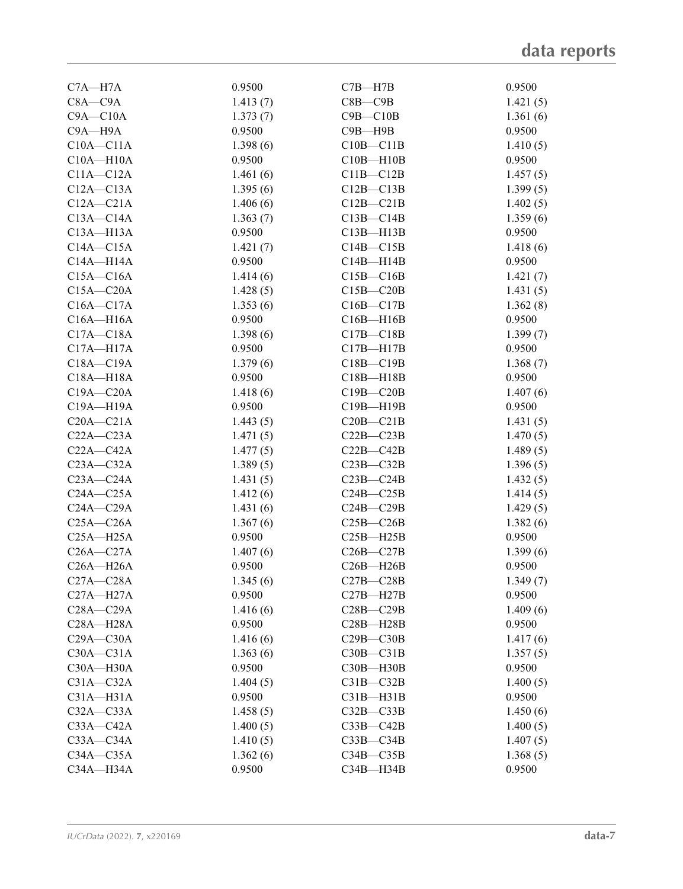| | | | |
|---|---|---|---|
| C7A—H7A | 0.9500 | C7B—H7B | 0.9500 |
| C8A—C9A | 1.413 (7) | C8B—C9B | 1.421 (5) |
| C9A—C10A | 1.373 (7) | C9B—C10B | 1.361 (6) |
| C9A—H9A | 0.9500 | C9B—H9B | 0.9500 |
| C10A—C11A | 1.398 (6) | C10B—C11B | 1.410 (5) |
| C10A—H10A | 0.9500 | C10B—H10B | 0.9500 |
| C11A—C12A | 1.461 (6) | C11B—C12B | 1.457 (5) |
| C12A—C13A | 1.395 (6) | C12B—C13B | 1.399 (5) |
| C12A—C21A | 1.406 (6) | C12B—C21B | 1.402 (5) |
| C13A—C14A | 1.363 (7) | C13B—C14B | 1.359 (6) |
| C13A—H13A | 0.9500 | C13B—H13B | 0.9500 |
| C14A—C15A | 1.421 (7) | C14B—C15B | 1.418 (6) |
| C14A—H14A | 0.9500 | C14B—H14B | 0.9500 |
| C15A—C16A | 1.414 (6) | C15B—C16B | 1.421 (7) |
| C15A—C20A | 1.428 (5) | C15B—C20B | 1.431 (5) |
| C16A—C17A | 1.353 (6) | C16B—C17B | 1.362 (8) |
| C16A—H16A | 0.9500 | C16B—H16B | 0.9500 |
| C17A—C18A | 1.398 (6) | C17B—C18B | 1.399 (7) |
| C17A—H17A | 0.9500 | C17B—H17B | 0.9500 |
| C18A—C19A | 1.379 (6) | C18B—C19B | 1.368 (7) |
| C18A—H18A | 0.9500 | C18B—H18B | 0.9500 |
| C19A—C20A | 1.418 (6) | C19B—C20B | 1.407 (6) |
| C19A—H19A | 0.9500 | C19B—H19B | 0.9500 |
| C20A—C21A | 1.443 (5) | C20B—C21B | 1.431 (5) |
| C22A—C23A | 1.471 (5) | C22B—C23B | 1.470 (5) |
| C22A—C42A | 1.477 (5) | C22B—C42B | 1.489 (5) |
| C23A—C32A | 1.389 (5) | C23B—C32B | 1.396 (5) |
| C23A—C24A | 1.431 (5) | C23B—C24B | 1.432 (5) |
| C24A—C25A | 1.412 (6) | C24B—C25B | 1.414 (5) |
| C24A—C29A | 1.431 (6) | C24B—C29B | 1.429 (5) |
| C25A—C26A | 1.367 (6) | C25B—C26B | 1.382 (6) |
| C25A—H25A | 0.9500 | C25B—H25B | 0.9500 |
| C26A—C27A | 1.407 (6) | C26B—C27B | 1.399 (6) |
| C26A—H26A | 0.9500 | C26B—H26B | 0.9500 |
| C27A—C28A | 1.345 (6) | C27B—C28B | 1.349 (7) |
| C27A—H27A | 0.9500 | C27B—H27B | 0.9500 |
| C28A—C29A | 1.416 (6) | C28B—C29B | 1.409 (6) |
| C28A—H28A | 0.9500 | C28B—H28B | 0.9500 |
| C29A—C30A | 1.416 (6) | C29B—C30B | 1.417 (6) |
| C30A—C31A | 1.363 (6) | C30B—C31B | 1.357 (5) |
| C30A—H30A | 0.9500 | C30B—H30B | 0.9500 |
| C31A—C32A | 1.404 (5) | C31B—C32B | 1.400 (5) |
| C31A—H31A | 0.9500 | C31B—H31B | 0.9500 |
| C32A—C33A | 1.458 (5) | C32B—C33B | 1.450 (6) |
| C33A—C42A | 1.400 (5) | C33B—C42B | 1.400 (5) |
| C33A—C34A | 1.410 (5) | C33B—C34B | 1.407 (5) |
| C34A—C35A | 1.362 (6) | C34B—C35B | 1.368 (5) |
| C34A—H34A | 0.9500 | C34B—H34B | 0.9500 |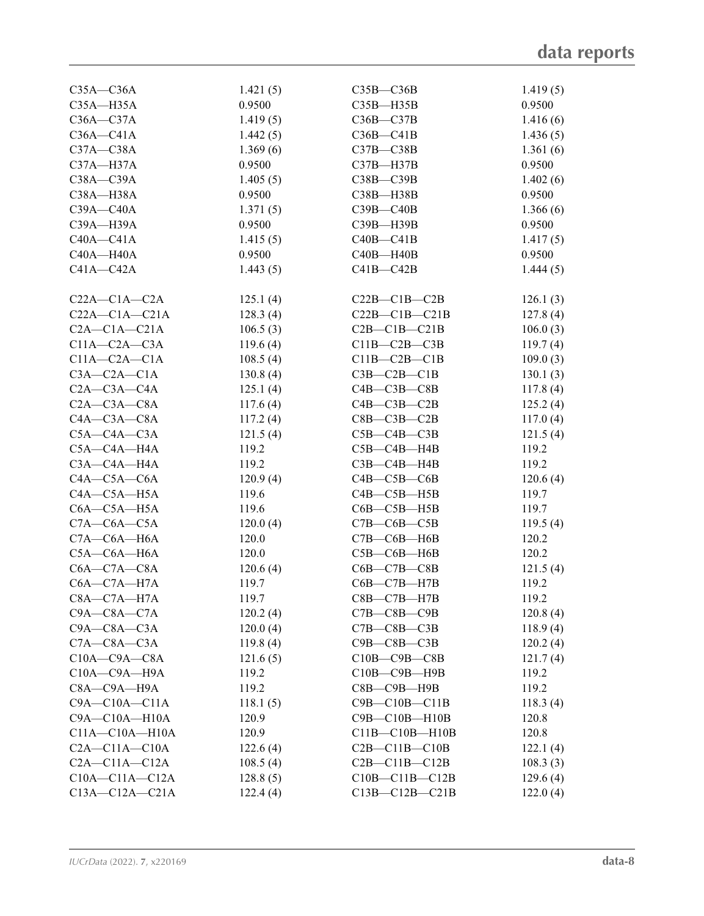| | | | |
|---|---|---|---|
| C35A—C36A | 1.421 (5) | C35B—C36B | 1.419 (5) |
| C35A—H35A | 0.9500 | C35B—H35B | 0.9500 |
| C36A—C37A | 1.419 (5) | C36B—C37B | 1.416 (6) |
| C36A—C41A | 1.442 (5) | C36B—C41B | 1.436 (5) |
| C37A—C38A | 1.369 (6) | C37B—C38B | 1.361 (6) |
| C37A—H37A | 0.9500 | C37B—H37B | 0.9500 |
| C38A—C39A | 1.405 (5) | C38B—C39B | 1.402 (6) |
| C38A—H38A | 0.9500 | C38B—H38B | 0.9500 |
| C39A—C40A | 1.371 (5) | C39B—C40B | 1.366 (6) |
| C39A—H39A | 0.9500 | C39B—H39B | 0.9500 |
| C40A—C41A | 1.415 (5) | C40B—C41B | 1.417 (5) |
| C40A—H40A | 0.9500 | C40B—H40B | 0.9500 |
| C41A—C42A | 1.443 (5) | C41B—C42B | 1.444 (5) |
| | | | |
| C22A—C1A—C2A | 125.1 (4) | C22B—C1B—C2B | 126.1 (3) |
| C22A—C1A—C21A | 128.3 (4) | C22B—C1B—C21B | 127.8 (4) |
| C2A—C1A—C21A | 106.5 (3) | C2B—C1B—C21B | 106.0 (3) |
| C11A—C2A—C3A | 119.6 (4) | C11B—C2B—C3B | 119.7 (4) |
| C11A—C2A—C1A | 108.5 (4) | C11B—C2B—C1B | 109.0 (3) |
| C3A—C2A—C1A | 130.8 (4) | C3B—C2B—C1B | 130.1 (3) |
| C2A—C3A—C4A | 125.1 (4) | C4B—C3B—C8B | 117.8 (4) |
| C2A—C3A—C8A | 117.6 (4) | C4B—C3B—C2B | 125.2 (4) |
| C4A—C3A—C8A | 117.2 (4) | C8B—C3B—C2B | 117.0 (4) |
| C5A—C4A—C3A | 121.5 (4) | C5B—C4B—C3B | 121.5 (4) |
| C5A—C4A—H4A | 119.2 | C5B—C4B—H4B | 119.2 |
| C3A—C4A—H4A | 119.2 | C3B—C4B—H4B | 119.2 |
| C4A—C5A—C6A | 120.9 (4) | C4B—C5B—C6B | 120.6 (4) |
| C4A—C5A—H5A | 119.6 | C4B—C5B—H5B | 119.7 |
| C6A—C5A—H5A | 119.6 | C6B—C5B—H5B | 119.7 |
| C7A—C6A—C5A | 120.0 (4) | C7B—C6B—C5B | 119.5 (4) |
| C7A—C6A—H6A | 120.0 | C7B—C6B—H6B | 120.2 |
| C5A—C6A—H6A | 120.0 | C5B—C6B—H6B | 120.2 |
| C6A—C7A—C8A | 120.6 (4) | C6B—C7B—C8B | 121.5 (4) |
| C6A—C7A—H7A | 119.7 | C6B—C7B—H7B | 119.2 |
| C8A—C7A—H7A | 119.7 | C8B—C7B—H7B | 119.2 |
| C9A—C8A—C7A | 120.2 (4) | C7B—C8B—C9B | 120.8 (4) |
| C9A—C8A—C3A | 120.0 (4) | C7B—C8B—C3B | 118.9 (4) |
| C7A—C8A—C3A | 119.8 (4) | C9B—C8B—C3B | 120.2 (4) |
| C10A—C9A—C8A | 121.6 (5) | C10B—C9B—C8B | 121.7 (4) |
| C10A—C9A—H9A | 119.2 | C10B—C9B—H9B | 119.2 |
| C8A—C9A—H9A | 119.2 | C8B—C9B—H9B | 119.2 |
| C9A—C10A—C11A | 118.1 (5) | C9B—C10B—C11B | 118.3 (4) |
| C9A—C10A—H10A | 120.9 | C9B—C10B—H10B | 120.8 |
| C11A—C10A—H10A | 120.9 | C11B—C10B—H10B | 120.8 |
| C2A—C11A—C10A | 122.6 (4) | C2B—C11B—C10B | 122.1 (4) |
| C2A—C11A—C12A | 108.5 (4) | C2B—C11B—C12B | 108.3 (3) |
| C10A—C11A—C12A | 128.8 (5) | C10B—C11B—C12B | 129.6 (4) |
| C13A—C12A—C21A | 122.4 (4) | C13B—C12B—C21B | 122.0 (4) |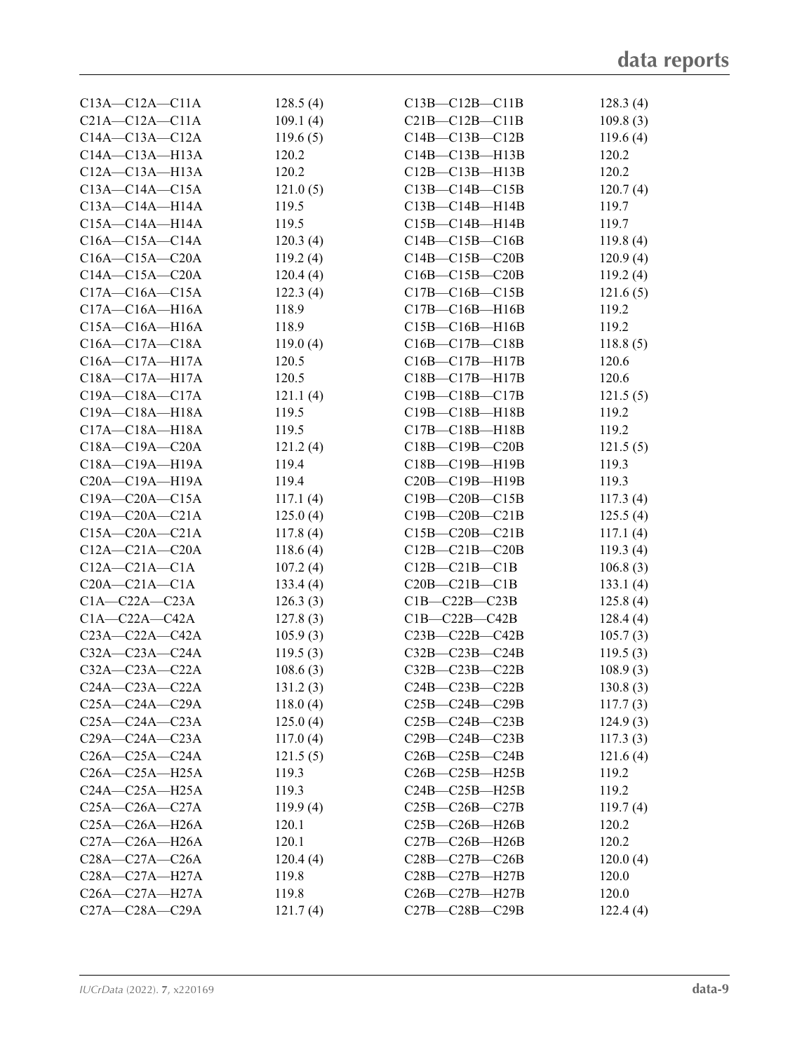| | | | |
|---|---|---|---|
| C13A—C12A—C11A | 128.5 (4) | C13B—C12B—C11B | 128.3 (4) |
| C21A—C12A—C11A | 109.1 (4) | C21B—C12B—C11B | 109.8 (3) |
| C14A—C13A—C12A | 119.6 (5) | C14B—C13B—C12B | 119.6 (4) |
| C14A—C13A—H13A | 120.2 | C14B—C13B—H13B | 120.2 |
| C12A—C13A—H13A | 120.2 | C12B—C13B—H13B | 120.2 |
| C13A—C14A—C15A | 121.0 (5) | C13B—C14B—C15B | 120.7 (4) |
| C13A—C14A—H14A | 119.5 | C13B—C14B—H14B | 119.7 |
| C15A—C14A—H14A | 119.5 | C15B—C14B—H14B | 119.7 |
| C16A—C15A—C14A | 120.3 (4) | C14B—C15B—C16B | 119.8 (4) |
| C16A—C15A—C20A | 119.2 (4) | C14B—C15B—C20B | 120.9 (4) |
| C14A—C15A—C20A | 120.4 (4) | C16B—C15B—C20B | 119.2 (4) |
| C17A—C16A—C15A | 122.3 (4) | C17B—C16B—C15B | 121.6 (5) |
| C17A—C16A—H16A | 118.9 | C17B—C16B—H16B | 119.2 |
| C15A—C16A—H16A | 118.9 | C15B—C16B—H16B | 119.2 |
| C16A—C17A—C18A | 119.0 (4) | C16B—C17B—C18B | 118.8 (5) |
| C16A—C17A—H17A | 120.5 | C16B—C17B—H17B | 120.6 |
| C18A—C17A—H17A | 120.5 | C18B—C17B—H17B | 120.6 |
| C19A—C18A—C17A | 121.1 (4) | C19B—C18B—C17B | 121.5 (5) |
| C19A—C18A—H18A | 119.5 | C19B—C18B—H18B | 119.2 |
| C17A—C18A—H18A | 119.5 | C17B—C18B—H18B | 119.2 |
| C18A—C19A—C20A | 121.2 (4) | C18B—C19B—C20B | 121.5 (5) |
| C18A—C19A—H19A | 119.4 | C18B—C19B—H19B | 119.3 |
| C20A—C19A—H19A | 119.4 | C20B—C19B—H19B | 119.3 |
| C19A—C20A—C15A | 117.1 (4) | C19B—C20B—C15B | 117.3 (4) |
| C19A—C20A—C21A | 125.0 (4) | C19B—C20B—C21B | 125.5 (4) |
| C15A—C20A—C21A | 117.8 (4) | C15B—C20B—C21B | 117.1 (4) |
| C12A—C21A—C20A | 118.6 (4) | C12B—C21B—C20B | 119.3 (4) |
| C12A—C21A—C1A | 107.2 (4) | C12B—C21B—C1B | 106.8 (3) |
| C20A—C21A—C1A | 133.4 (4) | C20B—C21B—C1B | 133.1 (4) |
| C1A—C22A—C23A | 126.3 (3) | C1B—C22B—C23B | 125.8 (4) |
| C1A—C22A—C42A | 127.8 (3) | C1B—C22B—C42B | 128.4 (4) |
| C23A—C22A—C42A | 105.9 (3) | C23B—C22B—C42B | 105.7 (3) |
| C32A—C23A—C24A | 119.5 (3) | C32B—C23B—C24B | 119.5 (3) |
| C32A—C23A—C22A | 108.6 (3) | C32B—C23B—C22B | 108.9 (3) |
| C24A—C23A—C22A | 131.2 (3) | C24B—C23B—C22B | 130.8 (3) |
| C25A—C24A—C29A | 118.0 (4) | C25B—C24B—C29B | 117.7 (3) |
| C25A—C24A—C23A | 125.0 (4) | C25B—C24B—C23B | 124.9 (3) |
| C29A—C24A—C23A | 117.0 (4) | C29B—C24B—C23B | 117.3 (3) |
| C26A—C25A—C24A | 121.5 (5) | C26B—C25B—C24B | 121.6 (4) |
| C26A—C25A—H25A | 119.3 | C26B—C25B—H25B | 119.2 |
| C24A—C25A—H25A | 119.3 | C24B—C25B—H25B | 119.2 |
| C25A—C26A—C27A | 119.9 (4) | C25B—C26B—C27B | 119.7 (4) |
| C25A—C26A—H26A | 120.1 | C25B—C26B—H26B | 120.2 |
| C27A—C26A—H26A | 120.1 | C27B—C26B—H26B | 120.2 |
| C28A—C27A—C26A | 120.4 (4) | C28B—C27B—C26B | 120.0 (4) |
| C28A—C27A—H27A | 119.8 | C28B—C27B—H27B | 120.0 |
| C26A—C27A—H27A | 119.8 | C26B—C27B—H27B | 120.0 |
| C27A—C28A—C29A | 121.7 (4) | C27B—C28B—C29B | 122.4 (4) |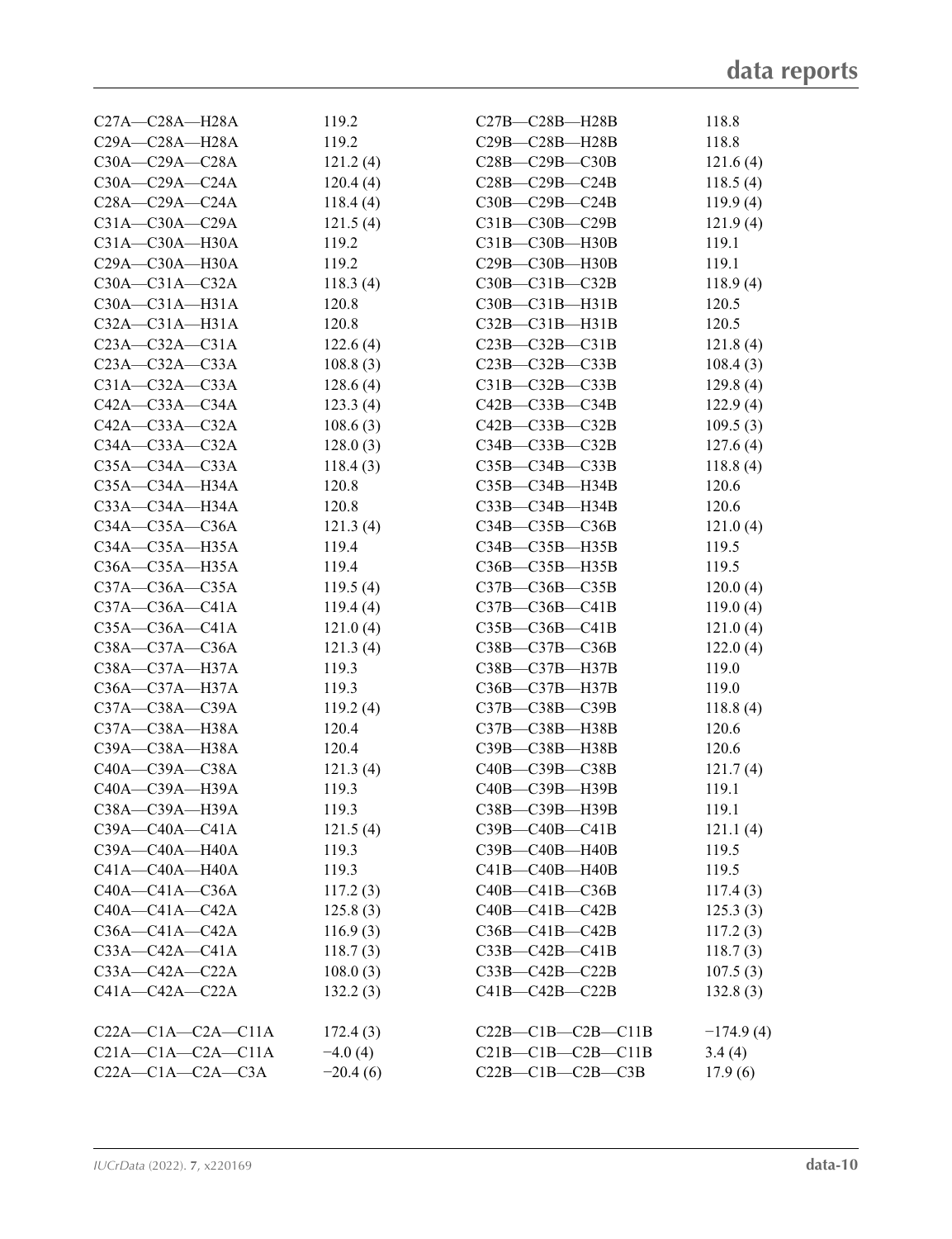| | | | |
|---|---|---|---|
| C27A—C28A—H28A | 119.2 | C27B—C28B—H28B | 118.8 |
| C29A—C28A—H28A | 119.2 | C29B—C28B—H28B | 118.8 |
| C30A—C29A—C28A | 121.2 (4) | C28B—C29B—C30B | 121.6 (4) |
| C30A—C29A—C24A | 120.4 (4) | C28B—C29B—C24B | 118.5 (4) |
| C28A—C29A—C24A | 118.4 (4) | C30B—C29B—C24B | 119.9 (4) |
| C31A—C30A—C29A | 121.5 (4) | C31B—C30B—C29B | 121.9 (4) |
| C31A—C30A—H30A | 119.2 | C31B—C30B—H30B | 119.1 |
| C29A—C30A—H30A | 119.2 | C29B—C30B—H30B | 119.1 |
| C30A—C31A—C32A | 118.3 (4) | C30B—C31B—C32B | 118.9 (4) |
| C30A—C31A—H31A | 120.8 | C30B—C31B—H31B | 120.5 |
| C32A—C31A—H31A | 120.8 | C32B—C31B—H31B | 120.5 |
| C23A—C32A—C31A | 122.6 (4) | C23B—C32B—C31B | 121.8 (4) |
| C23A—C32A—C33A | 108.8 (3) | C23B—C32B—C33B | 108.4 (3) |
| C31A—C32A—C33A | 128.6 (4) | C31B—C32B—C33B | 129.8 (4) |
| C42A—C33A—C34A | 123.3 (4) | C42B—C33B—C34B | 122.9 (4) |
| C42A—C33A—C32A | 108.6 (3) | C42B—C33B—C32B | 109.5 (3) |
| C34A—C33A—C32A | 128.0 (3) | C34B—C33B—C32B | 127.6 (4) |
| C35A—C34A—C33A | 118.4 (3) | C35B—C34B—C33B | 118.8 (4) |
| C35A—C34A—H34A | 120.8 | C35B—C34B—H34B | 120.6 |
| C33A—C34A—H34A | 120.8 | C33B—C34B—H34B | 120.6 |
| C34A—C35A—C36A | 121.3 (4) | C34B—C35B—C36B | 121.0 (4) |
| C34A—C35A—H35A | 119.4 | C34B—C35B—H35B | 119.5 |
| C36A—C35A—H35A | 119.4 | C36B—C35B—H35B | 119.5 |
| C37A—C36A—C35A | 119.5 (4) | C37B—C36B—C35B | 120.0 (4) |
| C37A—C36A—C41A | 119.4 (4) | C37B—C36B—C41B | 119.0 (4) |
| C35A—C36A—C41A | 121.0 (4) | C35B—C36B—C41B | 121.0 (4) |
| C38A—C37A—C36A | 121.3 (4) | C38B—C37B—C36B | 122.0 (4) |
| C38A—C37A—H37A | 119.3 | C38B—C37B—H37B | 119.0 |
| C36A—C37A—H37A | 119.3 | C36B—C37B—H37B | 119.0 |
| C37A—C38A—C39A | 119.2 (4) | C37B—C38B—C39B | 118.8 (4) |
| C37A—C38A—H38A | 120.4 | C37B—C38B—H38B | 120.6 |
| C39A—C38A—H38A | 120.4 | C39B—C38B—H38B | 120.6 |
| C40A—C39A—C38A | 121.3 (4) | C40B—C39B—C38B | 121.7 (4) |
| C40A—C39A—H39A | 119.3 | C40B—C39B—H39B | 119.1 |
| C38A—C39A—H39A | 119.3 | C38B—C39B—H39B | 119.1 |
| C39A—C40A—C41A | 121.5 (4) | C39B—C40B—C41B | 121.1 (4) |
| C39A—C40A—H40A | 119.3 | C39B—C40B—H40B | 119.5 |
| C41A—C40A—H40A | 119.3 | C41B—C40B—H40B | 119.5 |
| C40A—C41A—C36A | 117.2 (3) | C40B—C41B—C36B | 117.4 (3) |
| C40A—C41A—C42A | 125.8 (3) | C40B—C41B—C42B | 125.3 (3) |
| C36A—C41A—C42A | 116.9 (3) | C36B—C41B—C42B | 117.2 (3) |
| C33A—C42A—C41A | 118.7 (3) | C33B—C42B—C41B | 118.7 (3) |
| C33A—C42A—C22A | 108.0 (3) | C33B—C42B—C22B | 107.5 (3) |
| C41A—C42A—C22A | 132.2 (3) | C41B—C42B—C22B | 132.8 (3) |
| | | | |
| C22A—C1A—C2A—C11A | 172.4 (3) | C22B—C1B—C2B—C11B | −174.9 (4) |
| C21A—C1A—C2A—C11A | −4.0 (4) | C21B—C1B—C2B—C11B | 3.4 (4) |
| C22A—C1A—C2A—C3A | −20.4 (6) | C22B—C1B—C2B—C3B | 17.9 (6) |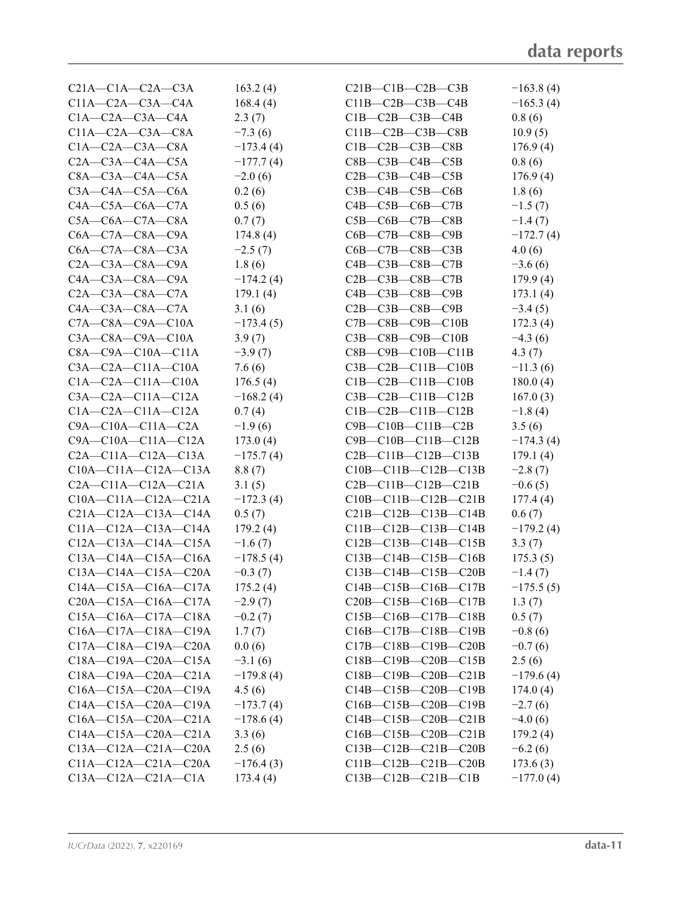| | | | |
|---|---|---|---|
| C21A—C1A—C2A—C3A | 163.2 (4) | C21B—C1B—C2B—C3B | −163.8 (4) |
| C11A—C2A—C3A—C4A | 168.4 (4) | C11B—C2B—C3B—C4B | −165.3 (4) |
| C1A—C2A—C3A—C4A | 2.3 (7) | C1B—C2B—C3B—C4B | 0.8 (6) |
| C11A—C2A—C3A—C8A | −7.3 (6) | C11B—C2B—C3B—C8B | 10.9 (5) |
| C1A—C2A—C3A—C8A | −173.4 (4) | C1B—C2B—C3B—C8B | 176.9 (4) |
| C2A—C3A—C4A—C5A | −177.7 (4) | C8B—C3B—C4B—C5B | 0.8 (6) |
| C8A—C3A—C4A—C5A | −2.0 (6) | C2B—C3B—C4B—C5B | 176.9 (4) |
| C3A—C4A—C5A—C6A | 0.2 (6) | C3B—C4B—C5B—C6B | 1.8 (6) |
| C4A—C5A—C6A—C7A | 0.5 (6) | C4B—C5B—C6B—C7B | −1.5 (7) |
| C5A—C6A—C7A—C8A | 0.7 (7) | C5B—C6B—C7B—C8B | −1.4 (7) |
| C6A—C7A—C8A—C9A | 174.8 (4) | C6B—C7B—C8B—C9B | −172.7 (4) |
| C6A—C7A—C8A—C3A | −2.5 (7) | C6B—C7B—C8B—C3B | 4.0 (6) |
| C2A—C3A—C8A—C9A | 1.8 (6) | C4B—C3B—C8B—C7B | −3.6 (6) |
| C4A—C3A—C8A—C9A | −174.2 (4) | C2B—C3B—C8B—C7B | 179.9 (4) |
| C2A—C3A—C8A—C7A | 179.1 (4) | C4B—C3B—C8B—C9B | 173.1 (4) |
| C4A—C3A—C8A—C7A | 3.1 (6) | C2B—C3B—C8B—C9B | −3.4 (5) |
| C7A—C8A—C9A—C10A | −173.4 (5) | C7B—C8B—C9B—C10B | 172.3 (4) |
| C3A—C8A—C9A—C10A | 3.9 (7) | C3B—C8B—C9B—C10B | −4.3 (6) |
| C8A—C9A—C10A—C11A | −3.9 (7) | C8B—C9B—C10B—C11B | 4.3 (7) |
| C3A—C2A—C11A—C10A | 7.6 (6) | C3B—C2B—C11B—C10B | −11.3 (6) |
| C1A—C2A—C11A—C10A | 176.5 (4) | C1B—C2B—C11B—C10B | 180.0 (4) |
| C3A—C2A—C11A—C12A | −168.2 (4) | C3B—C2B—C11B—C12B | 167.0 (3) |
| C1A—C2A—C11A—C12A | 0.7 (4) | C1B—C2B—C11B—C12B | −1.8 (4) |
| C9A—C10A—C11A—C2A | −1.9 (6) | C9B—C10B—C11B—C2B | 3.5 (6) |
| C9A—C10A—C11A—C12A | 173.0 (4) | C9B—C10B—C11B—C12B | −174.3 (4) |
| C2A—C11A—C12A—C13A | −175.7 (4) | C2B—C11B—C12B—C13B | 179.1 (4) |
| C10A—C11A—C12A—C13A | 8.8 (7) | C10B—C11B—C12B—C13B | −2.8 (7) |
| C2A—C11A—C12A—C21A | 3.1 (5) | C2B—C11B—C12B—C21B | −0.6 (5) |
| C10A—C11A—C12A—C21A | −172.3 (4) | C10B—C11B—C12B—C21B | 177.4 (4) |
| C21A—C12A—C13A—C14A | 0.5 (7) | C21B—C12B—C13B—C14B | 0.6 (7) |
| C11A—C12A—C13A—C14A | 179.2 (4) | C11B—C12B—C13B—C14B | −179.2 (4) |
| C12A—C13A—C14A—C15A | −1.6 (7) | C12B—C13B—C14B—C15B | 3.3 (7) |
| C13A—C14A—C15A—C16A | −178.5 (4) | C13B—C14B—C15B—C16B | 175.3 (5) |
| C13A—C14A—C15A—C20A | −0.3 (7) | C13B—C14B—C15B—C20B | −1.4 (7) |
| C14A—C15A—C16A—C17A | 175.2 (4) | C14B—C15B—C16B—C17B | −175.5 (5) |
| C20A—C15A—C16A—C17A | −2.9 (7) | C20B—C15B—C16B—C17B | 1.3 (7) |
| C15A—C16A—C17A—C18A | −0.2 (7) | C15B—C16B—C17B—C18B | 0.5 (7) |
| C16A—C17A—C18A—C19A | 1.7 (7) | C16B—C17B—C18B—C19B | −0.8 (6) |
| C17A—C18A—C19A—C20A | 0.0 (6) | C17B—C18B—C19B—C20B | −0.7 (6) |
| C18A—C19A—C20A—C15A | −3.1 (6) | C18B—C19B—C20B—C15B | 2.5 (6) |
| C18A—C19A—C20A—C21A | −179.8 (4) | C18B—C19B—C20B—C21B | −179.6 (4) |
| C16A—C15A—C20A—C19A | 4.5 (6) | C14B—C15B—C20B—C19B | 174.0 (4) |
| C14A—C15A—C20A—C19A | −173.7 (4) | C16B—C15B—C20B—C19B | −2.7 (6) |
| C16A—C15A—C20A—C21A | −178.6 (4) | C14B—C15B—C20B—C21B | −4.0 (6) |
| C14A—C15A—C20A—C21A | 3.3 (6) | C16B—C15B—C20B—C21B | 179.2 (4) |
| C13A—C12A—C21A—C20A | 2.5 (6) | C13B—C12B—C21B—C20B | −6.2 (6) |
| C11A—C12A—C21A—C20A | −176.4 (3) | C11B—C12B—C21B—C20B | 173.6 (3) |
| C13A—C12A—C21A—C1A | 173.4 (4) | C13B—C12B—C21B—C1B | −177.0 (4) |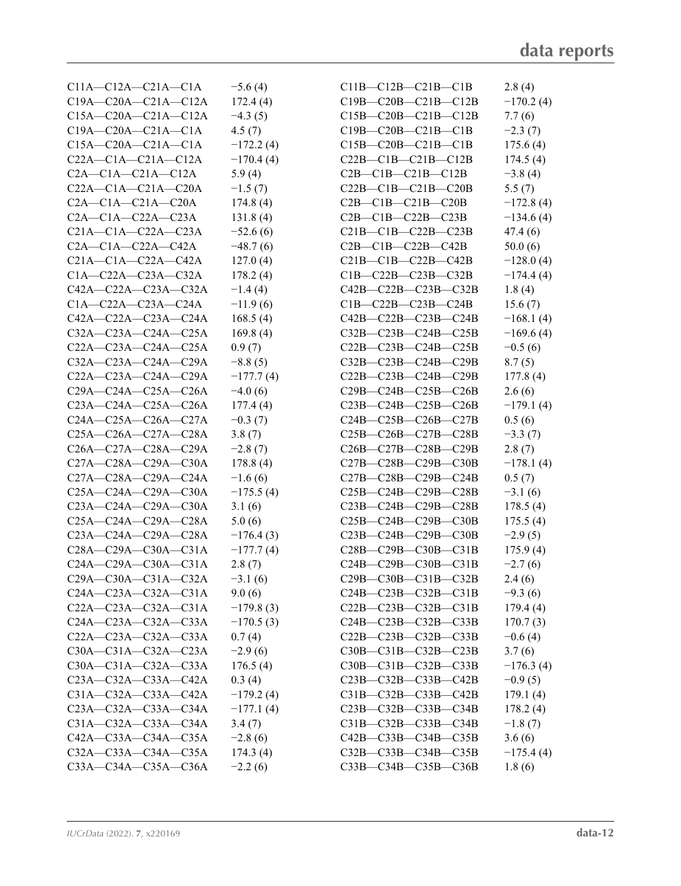| | | | |
|---|---|---|---|
| C11A—C12A—C21A—C1A | −5.6 (4) | C11B—C12B—C21B—C1B | 2.8 (4) |
| C19A—C20A—C21A—C12A | 172.4 (4) | C19B—C20B—C21B—C12B | −170.2 (4) |
| C15A—C20A—C21A—C12A | −4.3 (5) | C15B—C20B—C21B—C12B | 7.7 (6) |
| C19A—C20A—C21A—C1A | 4.5 (7) | C19B—C20B—C21B—C1B | −2.3 (7) |
| C15A—C20A—C21A—C1A | −172.2 (4) | C15B—C20B—C21B—C1B | 175.6 (4) |
| C22A—C1A—C21A—C12A | −170.4 (4) | C22B—C1B—C21B—C12B | 174.5 (4) |
| C2A—C1A—C21A—C12A | 5.9 (4) | C2B—C1B—C21B—C12B | −3.8 (4) |
| C22A—C1A—C21A—C20A | −1.5 (7) | C22B—C1B—C21B—C20B | 5.5 (7) |
| C2A—C1A—C21A—C20A | 174.8 (4) | C2B—C1B—C21B—C20B | −172.8 (4) |
| C2A—C1A—C22A—C23A | 131.8 (4) | C2B—C1B—C22B—C23B | −134.6 (4) |
| C21A—C1A—C22A—C23A | −52.6 (6) | C21B—C1B—C22B—C23B | 47.4 (6) |
| C2A—C1A—C22A—C42A | −48.7 (6) | C2B—C1B—C22B—C42B | 50.0 (6) |
| C21A—C1A—C22A—C42A | 127.0 (4) | C21B—C1B—C22B—C42B | −128.0 (4) |
| C1A—C22A—C23A—C32A | 178.2 (4) | C1B—C22B—C23B—C32B | −174.4 (4) |
| C42A—C22A—C23A—C32A | −1.4 (4) | C42B—C22B—C23B—C32B | 1.8 (4) |
| C1A—C22A—C23A—C24A | −11.9 (6) | C1B—C22B—C23B—C24B | 15.6 (7) |
| C42A—C22A—C23A—C24A | 168.5 (4) | C42B—C22B—C23B—C24B | −168.1 (4) |
| C32A—C23A—C24A—C25A | 169.8 (4) | C32B—C23B—C24B—C25B | −169.6 (4) |
| C22A—C23A—C24A—C25A | 0.9 (7) | C22B—C23B—C24B—C25B | −0.5 (6) |
| C32A—C23A—C24A—C29A | −8.8 (5) | C32B—C23B—C24B—C29B | 8.7 (5) |
| C22A—C23A—C24A—C29A | −177.7 (4) | C22B—C23B—C24B—C29B | 177.8 (4) |
| C29A—C24A—C25A—C26A | −4.0 (6) | C29B—C24B—C25B—C26B | 2.6 (6) |
| C23A—C24A—C25A—C26A | 177.4 (4) | C23B—C24B—C25B—C26B | −179.1 (4) |
| C24A—C25A—C26A—C27A | −0.3 (7) | C24B—C25B—C26B—C27B | 0.5 (6) |
| C25A—C26A—C27A—C28A | 3.8 (7) | C25B—C26B—C27B—C28B | −3.3 (7) |
| C26A—C27A—C28A—C29A | −2.8 (7) | C26B—C27B—C28B—C29B | 2.8 (7) |
| C27A—C28A—C29A—C30A | 178.8 (4) | C27B—C28B—C29B—C30B | −178.1 (4) |
| C27A—C28A—C29A—C24A | −1.6 (6) | C27B—C28B—C29B—C24B | 0.5 (7) |
| C25A—C24A—C29A—C30A | −175.5 (4) | C25B—C24B—C29B—C28B | −3.1 (6) |
| C23A—C24A—C29A—C30A | 3.1 (6) | C23B—C24B—C29B—C28B | 178.5 (4) |
| C25A—C24A—C29A—C28A | 5.0 (6) | C25B—C24B—C29B—C30B | 175.5 (4) |
| C23A—C24A—C29A—C28A | −176.4 (3) | C23B—C24B—C29B—C30B | −2.9 (5) |
| C28A—C29A—C30A—C31A | −177.7 (4) | C28B—C29B—C30B—C31B | 175.9 (4) |
| C24A—C29A—C30A—C31A | 2.8 (7) | C24B—C29B—C30B—C31B | −2.7 (6) |
| C29A—C30A—C31A—C32A | −3.1 (6) | C29B—C30B—C31B—C32B | 2.4 (6) |
| C24A—C23A—C32A—C31A | 9.0 (6) | C24B—C23B—C32B—C31B | −9.3 (6) |
| C22A—C23A—C32A—C31A | −179.8 (3) | C22B—C23B—C32B—C31B | 179.4 (4) |
| C24A—C23A—C32A—C33A | −170.5 (3) | C24B—C23B—C32B—C33B | 170.7 (3) |
| C22A—C23A—C32A—C33A | 0.7 (4) | C22B—C23B—C32B—C33B | −0.6 (4) |
| C30A—C31A—C32A—C23A | −2.9 (6) | C30B—C31B—C32B—C23B | 3.7 (6) |
| C30A—C31A—C32A—C33A | 176.5 (4) | C30B—C31B—C32B—C33B | −176.3 (4) |
| C23A—C32A—C33A—C42A | 0.3 (4) | C23B—C32B—C33B—C42B | −0.9 (5) |
| C31A—C32A—C33A—C42A | −179.2 (4) | C31B—C32B—C33B—C42B | 179.1 (4) |
| C23A—C32A—C33A—C34A | −177.1 (4) | C23B—C32B—C33B—C34B | 178.2 (4) |
| C31A—C32A—C33A—C34A | 3.4 (7) | C31B—C32B—C33B—C34B | −1.8 (7) |
| C42A—C33A—C34A—C35A | −2.8 (6) | C42B—C33B—C34B—C35B | 3.6 (6) |
| C32A—C33A—C34A—C35A | 174.3 (4) | C32B—C33B—C34B—C35B | −175.4 (4) |
| C33A—C34A—C35A—C36A | −2.2 (6) | C33B—C34B—C35B—C36B | 1.8 (6) |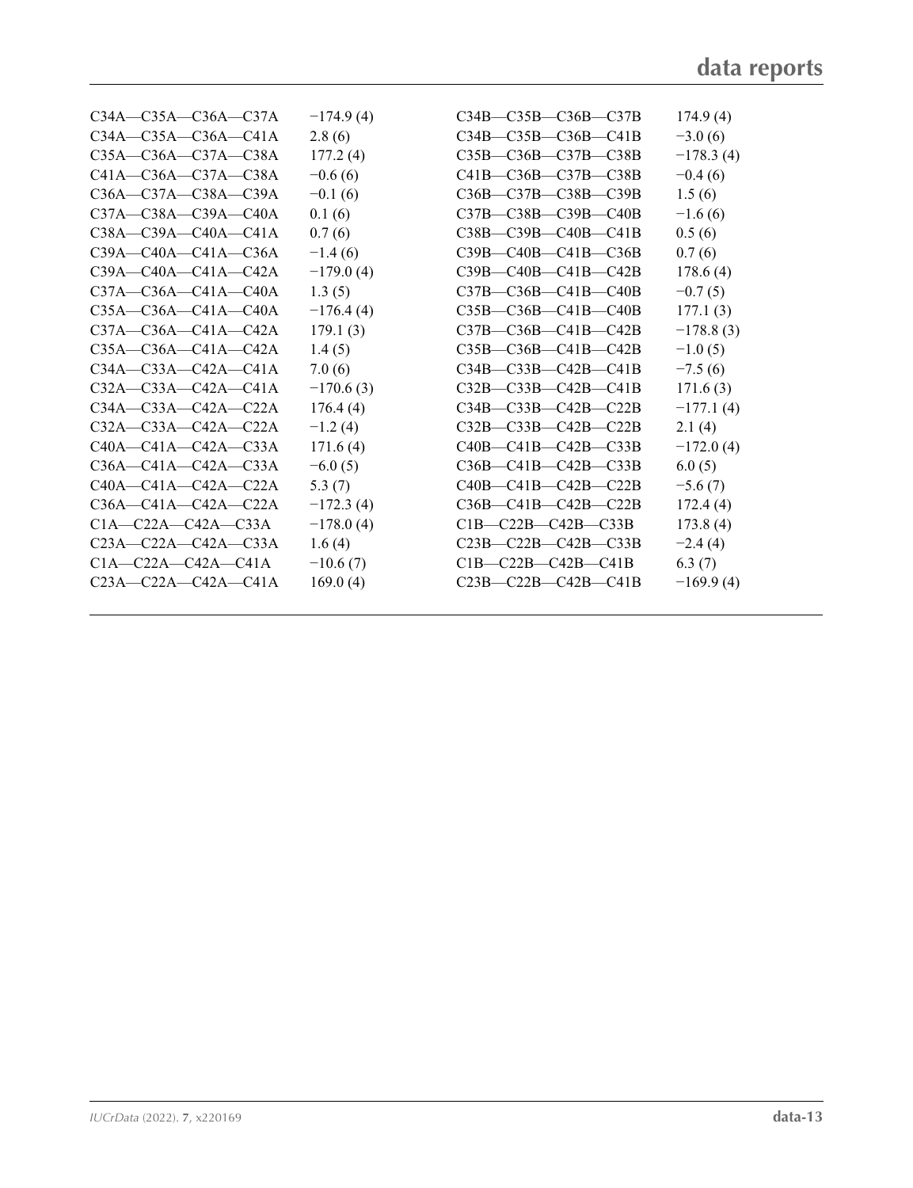| | | | |
|---|---|---|---|
| C34A—C35A—C36A—C37A | −174.9 (4) | C34B—C35B—C36B—C37B | 174.9 (4) |
| C34A—C35A—C36A—C41A | 2.8 (6) | C34B—C35B—C36B—C41B | −3.0 (6) |
| C35A—C36A—C37A—C38A | 177.2 (4) | C35B—C36B—C37B—C38B | −178.3 (4) |
| C41A—C36A—C37A—C38A | −0.6 (6) | C41B—C36B—C37B—C38B | −0.4 (6) |
| C36A—C37A—C38A—C39A | −0.1 (6) | C36B—C37B—C38B—C39B | 1.5 (6) |
| C37A—C38A—C39A—C40A | 0.1 (6) | C37B—C38B—C39B—C40B | −1.6 (6) |
| C38A—C39A—C40A—C41A | 0.7 (6) | C38B—C39B—C40B—C41B | 0.5 (6) |
| C39A—C40A—C41A—C36A | −1.4 (6) | C39B—C40B—C41B—C36B | 0.7 (6) |
| C39A—C40A—C41A—C42A | −179.0 (4) | C39B—C40B—C41B—C42B | 178.6 (4) |
| C37A—C36A—C41A—C40A | 1.3 (5) | C37B—C36B—C41B—C40B | −0.7 (5) |
| C35A—C36A—C41A—C40A | −176.4 (4) | C35B—C36B—C41B—C40B | 177.1 (3) |
| C37A—C36A—C41A—C42A | 179.1 (3) | C37B—C36B—C41B—C42B | −178.8 (3) |
| C35A—C36A—C41A—C42A | 1.4 (5) | C35B—C36B—C41B—C42B | −1.0 (5) |
| C34A—C33A—C42A—C41A | 7.0 (6) | C34B—C33B—C42B—C41B | −7.5 (6) |
| C32A—C33A—C42A—C41A | −170.6 (3) | C32B—C33B—C42B—C41B | 171.6 (3) |
| C34A—C33A—C42A—C22A | 176.4 (4) | C34B—C33B—C42B—C22B | −177.1 (4) |
| C32A—C33A—C42A—C22A | −1.2 (4) | C32B—C33B—C42B—C22B | 2.1 (4) |
| C40A—C41A—C42A—C33A | 171.6 (4) | C40B—C41B—C42B—C33B | −172.0 (4) |
| C36A—C41A—C42A—C33A | −6.0 (5) | C36B—C41B—C42B—C33B | 6.0 (5) |
| C40A—C41A—C42A—C22A | 5.3 (7) | C40B—C41B—C42B—C22B | −5.6 (7) |
| C36A—C41A—C42A—C22A | −172.3 (4) | C36B—C41B—C42B—C22B | 172.4 (4) |
| C1A—C22A—C42A—C33A | −178.0 (4) | C1B—C22B—C42B—C33B | 173.8 (4) |
| C23A—C22A—C42A—C33A | 1.6 (4) | C23B—C22B—C42B—C33B | −2.4 (4) |
| C1A—C22A—C42A—C41A | −10.6 (7) | C1B—C22B—C42B—C41B | 6.3 (7) |
| C23A—C22A—C42A—C41A | 169.0 (4) | C23B—C22B—C42B—C41B | −169.9 (4) |